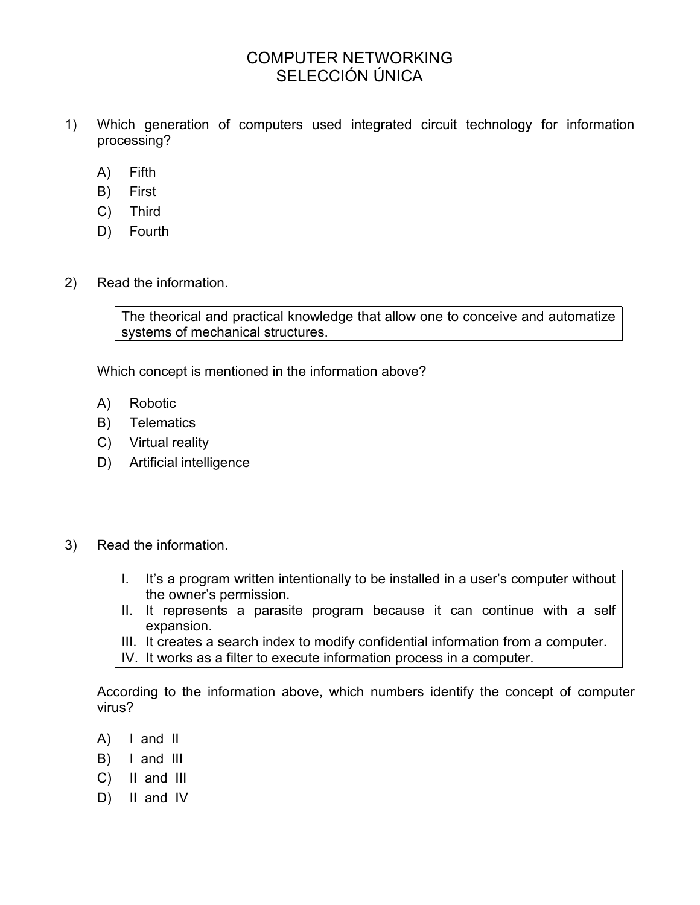# COMPUTER NETWORKING
# SELECCIÓN ÚNICA

1) Which generation of computers used integrated circuit technology for information processing?

   A) Fifth
   B) First
   C) Third
   D) Fourth

2) Read the information.

   > The theorical and practical knowledge that allow one to conceive and automatize systems of mechanical structures.

   Which concept is mentioned in the information above?

   A) Robotic
   B) Telematics
   C) Virtual reality
   D) Artificial intelligence

3) Read the information.

   > I. It's a program written intentionally to be installed in a user's computer without the owner's permission.
   > II. It represents a parasite program because it can continue with a self expansion.
   > III. It creates a search index to modify confidential information from a computer.
   > IV. It works as a filter to execute information process in a computer.

   According to the information above, which numbers identify the concept of computer virus?

   A) I and II
   B) I and III
   C) II and III
   D) II and IV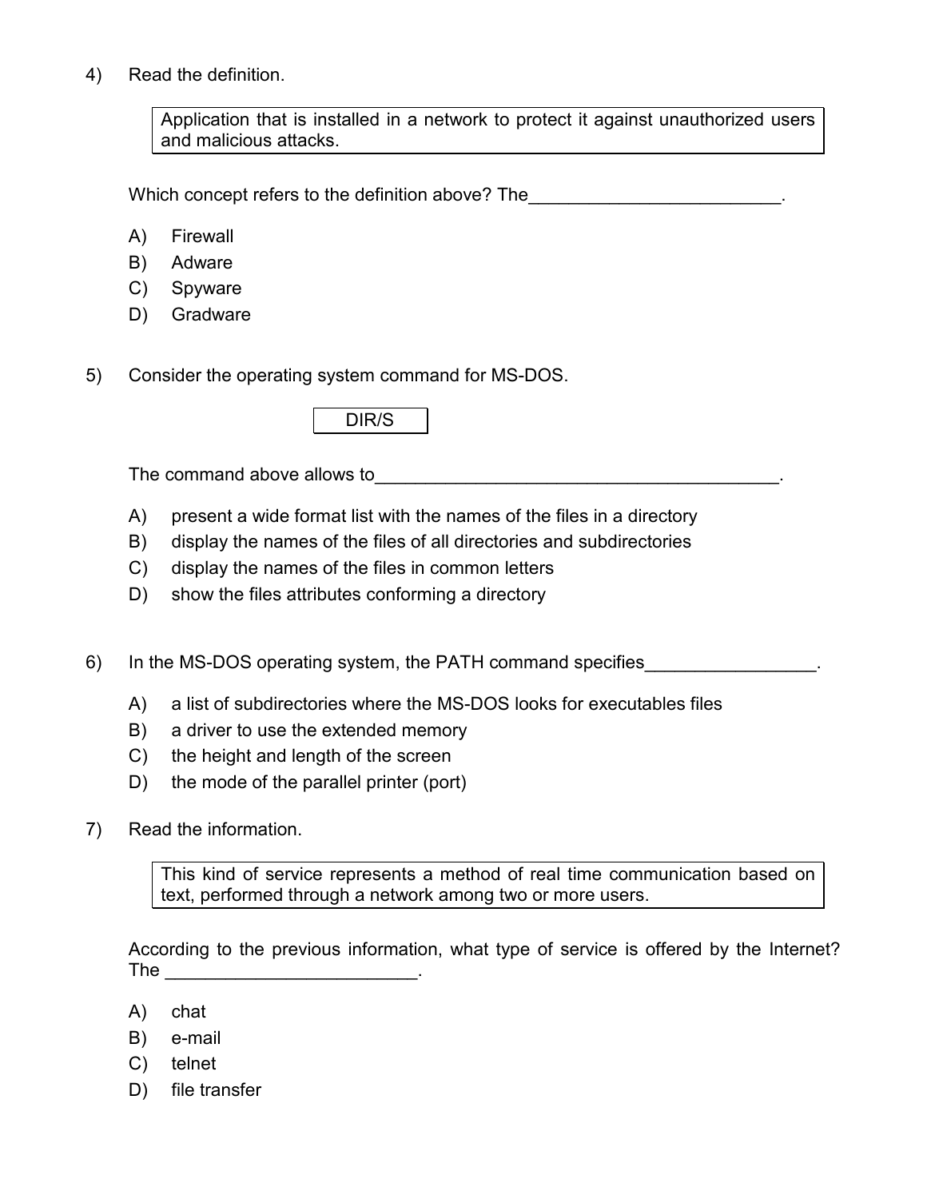4) Read the definition.

> Application that is installed in a network to protect it against unauthorized users and malicious attacks.

Which concept refers to the definition above? The_________________________.

A) Firewall
B) Adware
C) Spyware
D) Gradware

5) Consider the operating system command for MS-DOS.

> DIR/S

The command above allows to_________________________________________.

A) present a wide format list with the names of the files in a directory
B) display the names of the files of all directories and subdirectories
C) display the names of the files in common letters
D) show the files attributes conforming a directory

6) In the MS-DOS operating system, the PATH command specifies_________________.

A) a list of subdirectories where the MS-DOS looks for executables files
B) a driver to use the extended memory
C) the height and length of the screen
D) the mode of the parallel printer (port)

7) Read the information.

> This kind of service represents a method of real time communication based on text, performed through a network among two or more users.

According to the previous information, what type of service is offered by the Internet? The _________________________.

A) chat
B) e-mail
C) telnet
D) file transfer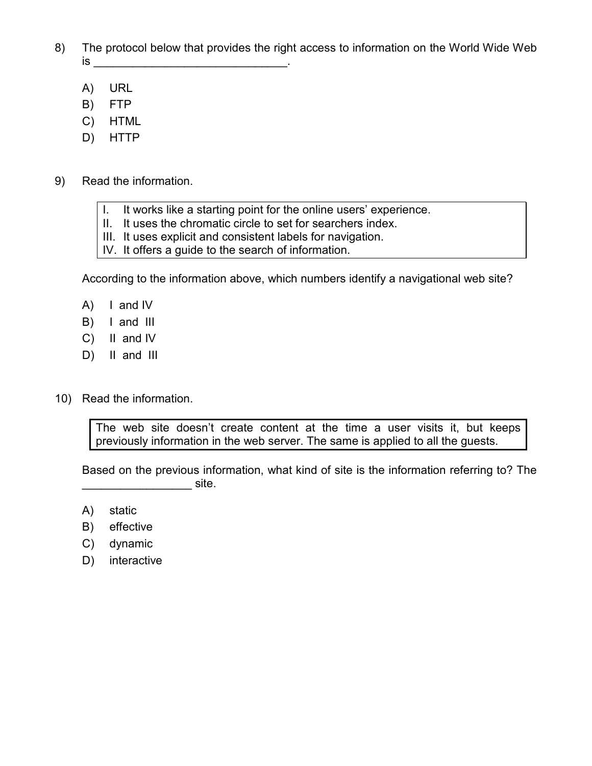8) The protocol below that provides the right access to information on the World Wide Web is ______________________________.

   A) URL
   B) FTP
   C) HTML
   D) HTTP

9) Read the information.

   | |
   |---|
   | I. It works like a starting point for the online users' experience. |
   | II. It uses the chromatic circle to set for searchers index. |
   | III. It uses explicit and consistent labels for navigation. |
   | IV. It offers a guide to the search of information. |

   According to the information above, which numbers identify a navigational web site?

   A) I and IV
   B) I and III
   C) II and IV
   D) II and III

10) Read the information.

   | |
   |---|
   | The web site doesn't create content at the time a user visits it, but keeps previously information in the web server. The same is applied to all the guests. |

   Based on the previous information, what kind of site is the information referring to? The _________________ site.

   A) static
   B) effective
   C) dynamic
   D) interactive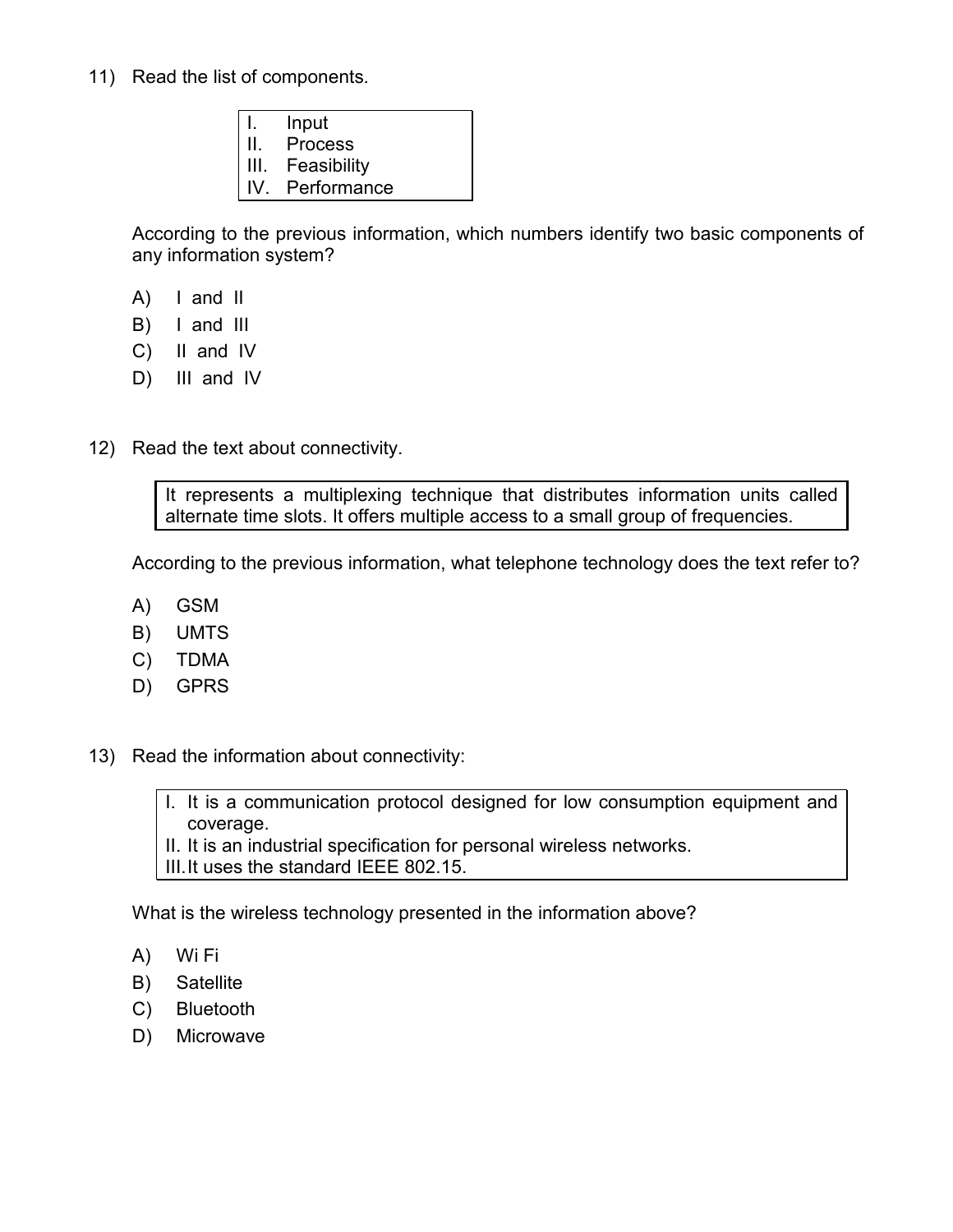11) Read the list of components.

| I. Input |
|---|
| II. Process |
| III. Feasibility |
| IV. Performance |

According to the previous information, which numbers identify two basic components of any information system?

A) I and II
B) I and III
C) II and IV
D) III and IV

12) Read the text about connectivity.

> It represents a multiplexing technique that distributes information units called alternate time slots. It offers multiple access to a small group of frequencies.

According to the previous information, what telephone technology does the text refer to?

A) GSM
B) UMTS
C) TDMA
D) GPRS

13) Read the information about connectivity:

> I. It is a communication protocol designed for low consumption equipment and coverage.
> II. It is an industrial specification for personal wireless networks.
> III. It uses the standard IEEE 802.15.

What is the wireless technology presented in the information above?

A) Wi Fi
B) Satellite
C) Bluetooth
D) Microwave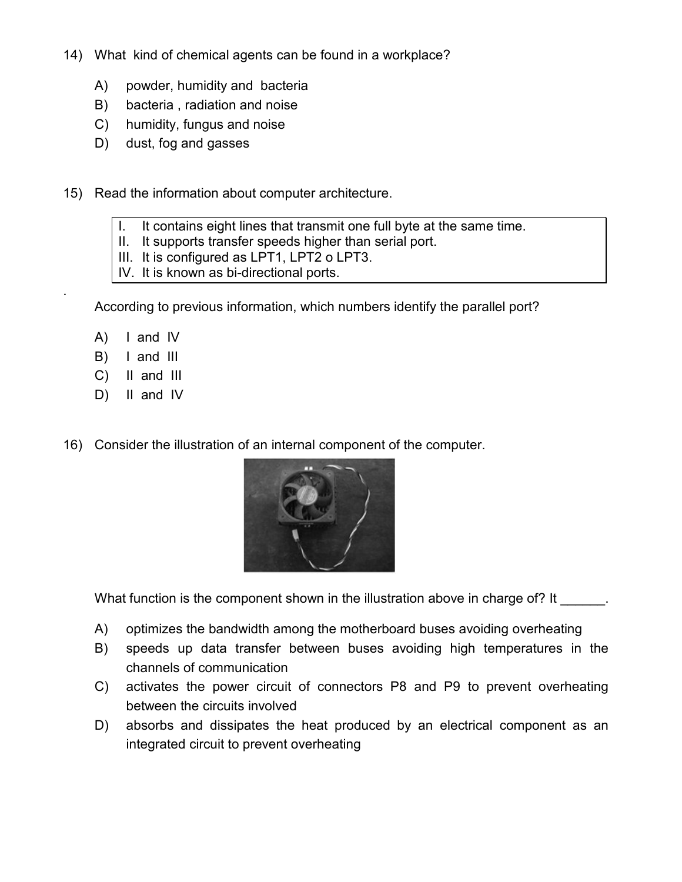14) What kind of chemical agents can be found in a workplace?

A) powder, humidity and bacteria
B) bacteria , radiation and noise
C) humidity, fungus and noise
D) dust, fog and gasses

15) Read the information about computer architecture.

| I. It contains eight lines that transmit one full byte at the same time. |
| --- |
| II. It supports transfer speeds higher than serial port. |
| III. It is configured as LPT1, LPT2 o LPT3. |
| IV. It is known as bi-directional ports. |

.

According to previous information, which numbers identify the parallel port?

A) I and IV
B) I and III
C) II and III
D) II and IV

16) Consider the illustration of an internal component of the computer.

What function is the component shown in the illustration above in charge of? It ______.

A) optimizes the bandwidth among the motherboard buses avoiding overheating
B) speeds up data transfer between buses avoiding high temperatures in the channels of communication
C) activates the power circuit of connectors P8 and P9 to prevent overheating between the circuits involved
D) absorbs and dissipates the heat produced by an electrical component as an integrated circuit to prevent overheating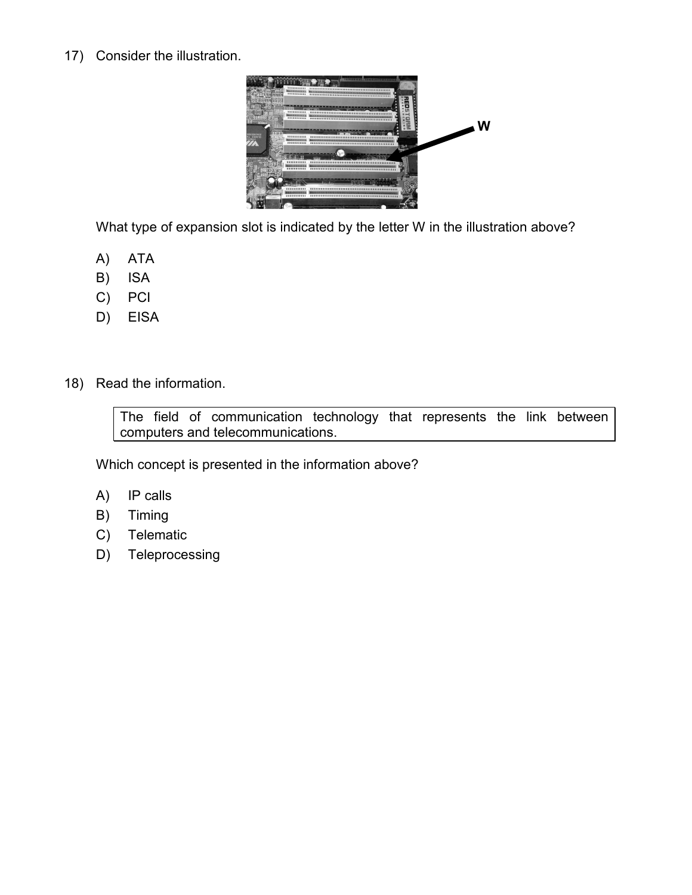17) Consider the illustration.

What type of expansion slot is indicated by the letter W in the illustration above?

A) ATA
B) ISA
C) PCI
D) EISA

18) Read the information.

> The field of communication technology that represents the link between computers and telecommunications.

Which concept is presented in the information above?

A) IP calls
B) Timing
C) Telematic
D) Teleprocessing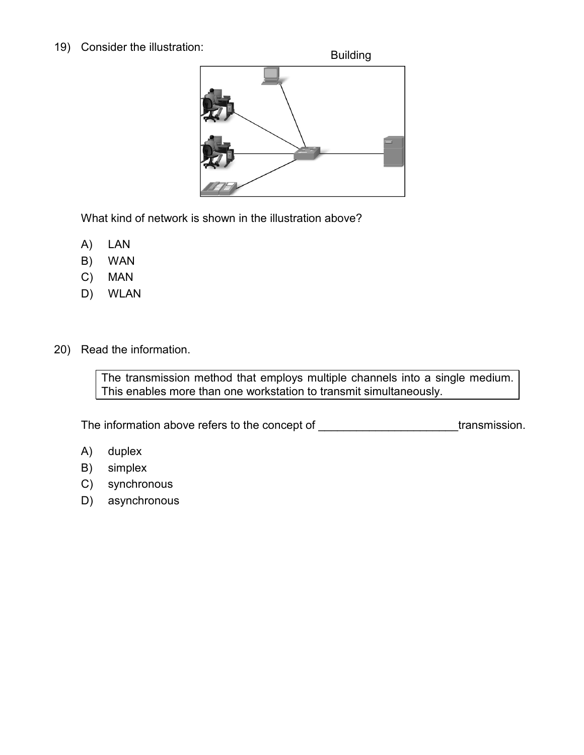19) Consider the illustration:

Building

What kind of network is shown in the illustration above?

A) LAN
B) WAN
C) MAN
D) WLAN

20) Read the information.

> The transmission method that employs multiple channels into a single medium. This enables more than one workstation to transmit simultaneously.

The information above refers to the concept of ______________________transmission.

A) duplex
B) simplex
C) synchronous
D) asynchronous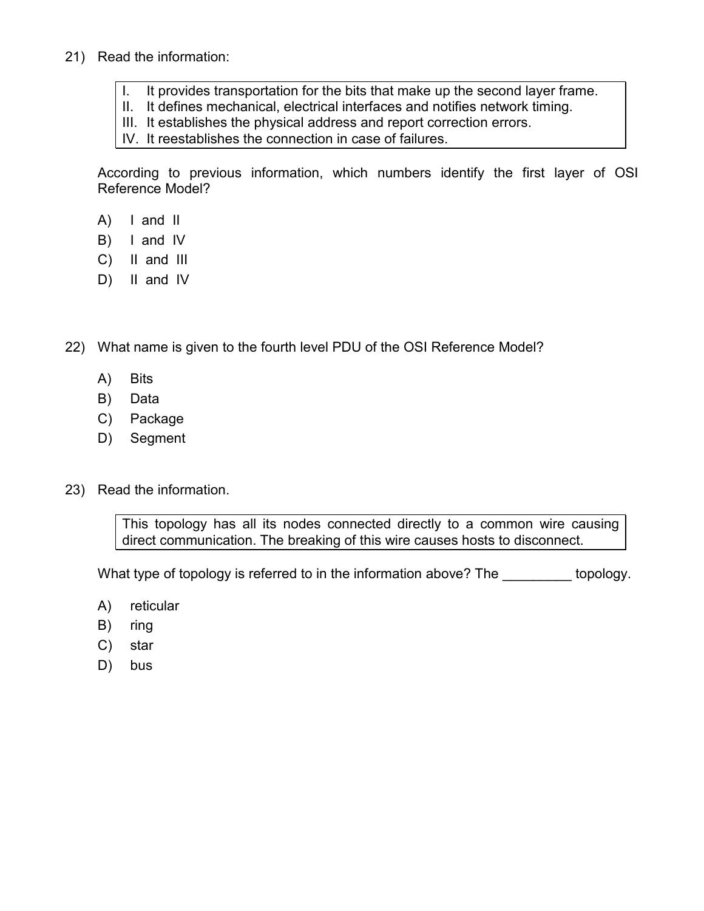21) Read the information:

I. It provides transportation for the bits that make up the second layer frame.
II. It defines mechanical, electrical interfaces and notifies network timing.
III. It establishes the physical address and report correction errors.
IV. It reestablishes the connection in case of failures.

According to previous information, which numbers identify the first layer of OSI Reference Model?

A) I and II
B) I and IV
C) II and III
D) II and IV

22) What name is given to the fourth level PDU of the OSI Reference Model?

A) Bits
B) Data
C) Package
D) Segment

23) Read the information.

This topology has all its nodes connected directly to a common wire causing direct communication. The breaking of this wire causes hosts to disconnect.

What type of topology is referred to in the information above? The _________ topology.

A) reticular
B) ring
C) star
D) bus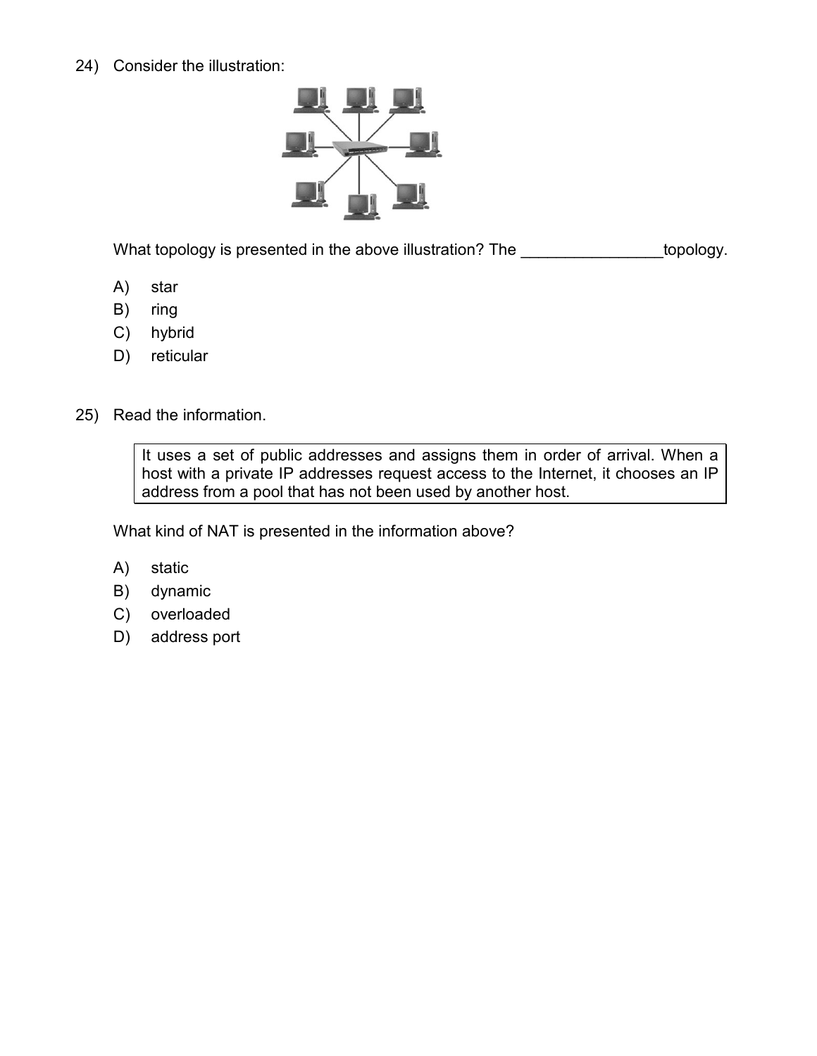24) Consider the illustration:

What topology is presented in the above illustration? The ________________topology.

A) star
B) ring
C) hybrid
D) reticular

25) Read the information.

> It uses a set of public addresses and assigns them in order of arrival. When a host with a private IP addresses request access to the Internet, it chooses an IP address from a pool that has not been used by another host.

What kind of NAT is presented in the information above?

A) static
B) dynamic
C) overloaded
D) address port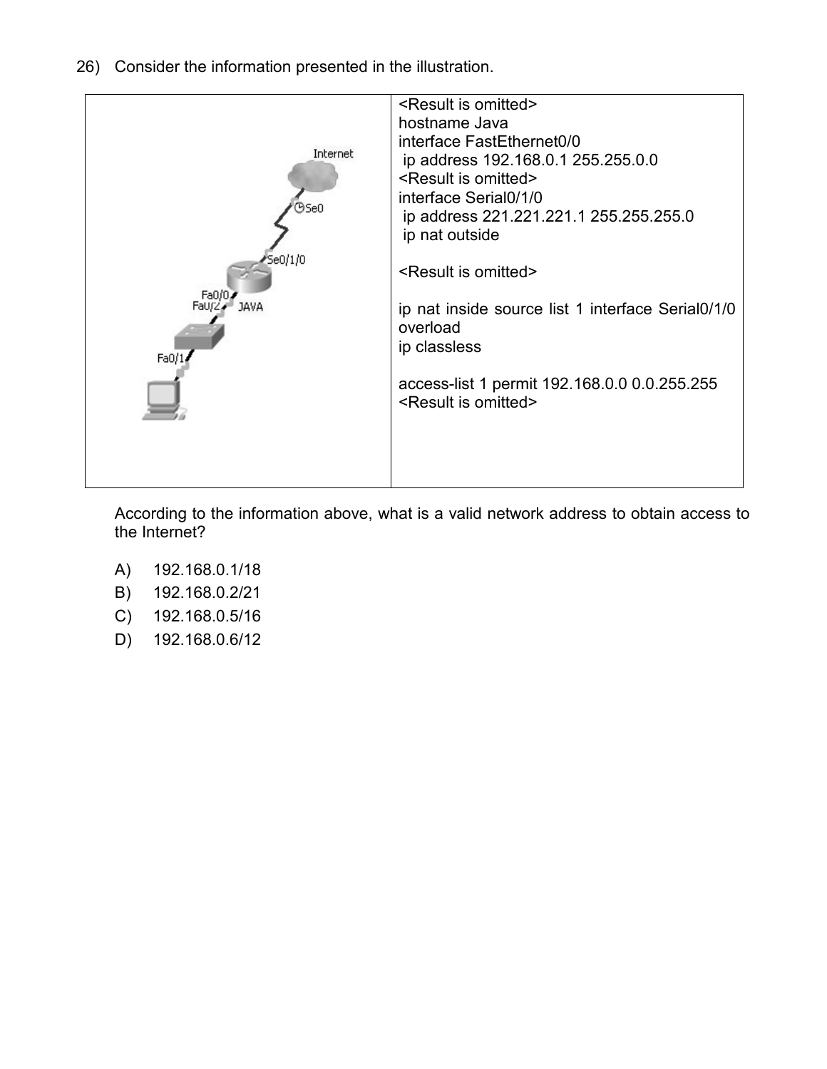26) Consider the information presented in the illustration.

```
<Result is omitted>
hostname Java
interface FastEthernet0/0
 ip address 192.168.0.1 255.255.0.0
<Result is omitted>
interface Serial0/1/0
 ip address 221.221.221.1 255.255.255.0
 ip nat outside

<Result is omitted>

ip nat inside source list 1 interface Serial0/1/0
overload
ip classless

access-list 1 permit 192.168.0.0 0.0.255.255
<Result is omitted>
```

According to the information above, what is a valid network address to obtain access to the Internet?

A) 192.168.0.1/18

B) 192.168.0.2/21

C) 192.168.0.5/16

D) 192.168.0.6/12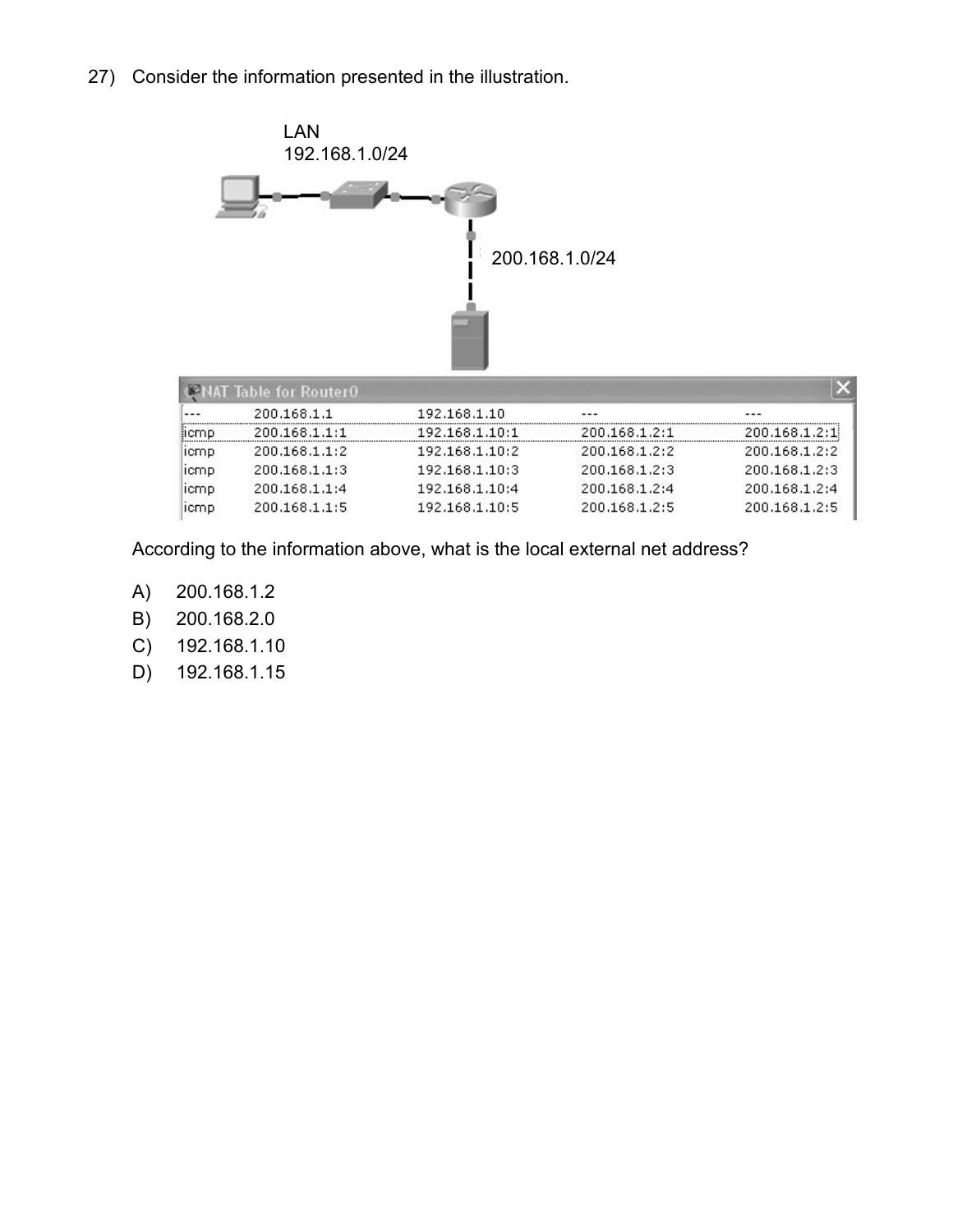27) Consider the information presented in the illustration.

LAN
192.168.1.0/24

200.168.1.0/24

NAT Table for Router0

| | | | | |
|---|---|---|---|---|
| --- | 200.168.1.1 | 192.168.1.10 | --- | --- |
| icmp | 200.168.1.1:1 | 192.168.1.10:1 | 200.168.1.2:1 | 200.168.1.2:1 |
| icmp | 200.168.1.1:2 | 192.168.1.10:2 | 200.168.1.2:2 | 200.168.1.2:2 |
| icmp | 200.168.1.1:3 | 192.168.1.10:3 | 200.168.1.2:3 | 200.168.1.2:3 |
| icmp | 200.168.1.1:4 | 192.168.1.10:4 | 200.168.1.2:4 | 200.168.1.2:4 |
| icmp | 200.168.1.1:5 | 192.168.1.10:5 | 200.168.1.2:5 | 200.168.1.2:5 |

According to the information above, what is the local external net address?

A) 200.168.1.2
B) 200.168.2.0
C) 192.168.1.10
D) 192.168.1.15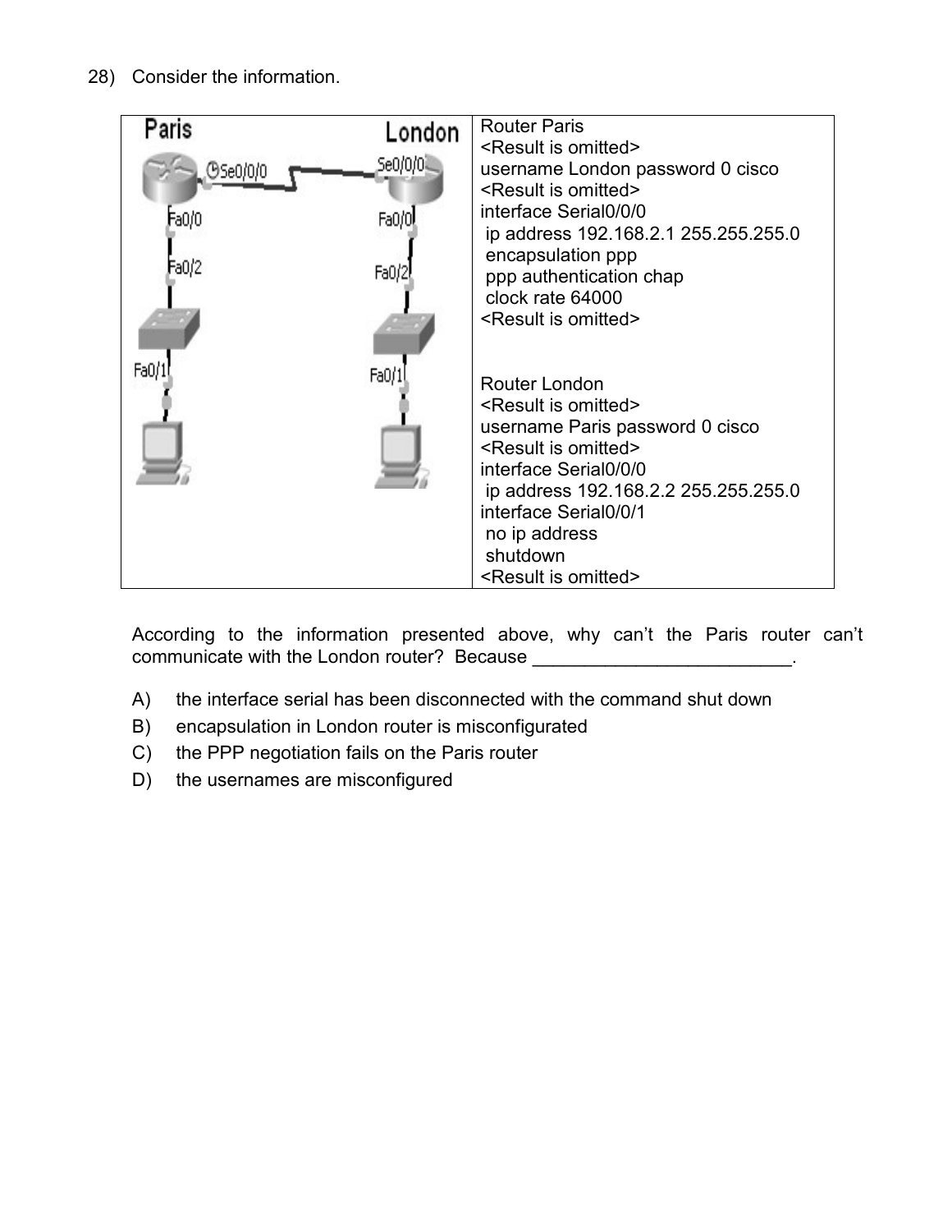28) Consider the information.

| Paris / London (network diagram) | Router configuration |
|---|---|
| Paris: Se0/0/0, Fa0/0, Fa0/2, Fa0/1 — London: Se0/0/0, Fa0/0, Fa0/2, Fa0/1 | Router Paris<br><Result is omitted><br>username London password 0 cisco<br><Result is omitted><br>interface Serial0/0/0<br> ip address 192.168.2.1 255.255.255.0<br> encapsulation ppp<br> ppp authentication chap<br> clock rate 64000<br><Result is omitted><br><br>Router London<br><Result is omitted><br>username Paris password 0 cisco<br><Result is omitted><br>interface Serial0/0/0<br> ip address 192.168.2.2 255.255.255.0<br>interface Serial0/0/1<br> no ip address<br> shutdown<br><Result is omitted> |

According to the information presented above, why can't the Paris router can't communicate with the London router? Because ________________________.

A) the interface serial has been disconnected with the command shut down

B) encapsulation in London router is misconfigurated

C) the PPP negotiation fails on the Paris router

D) the usernames are misconfigured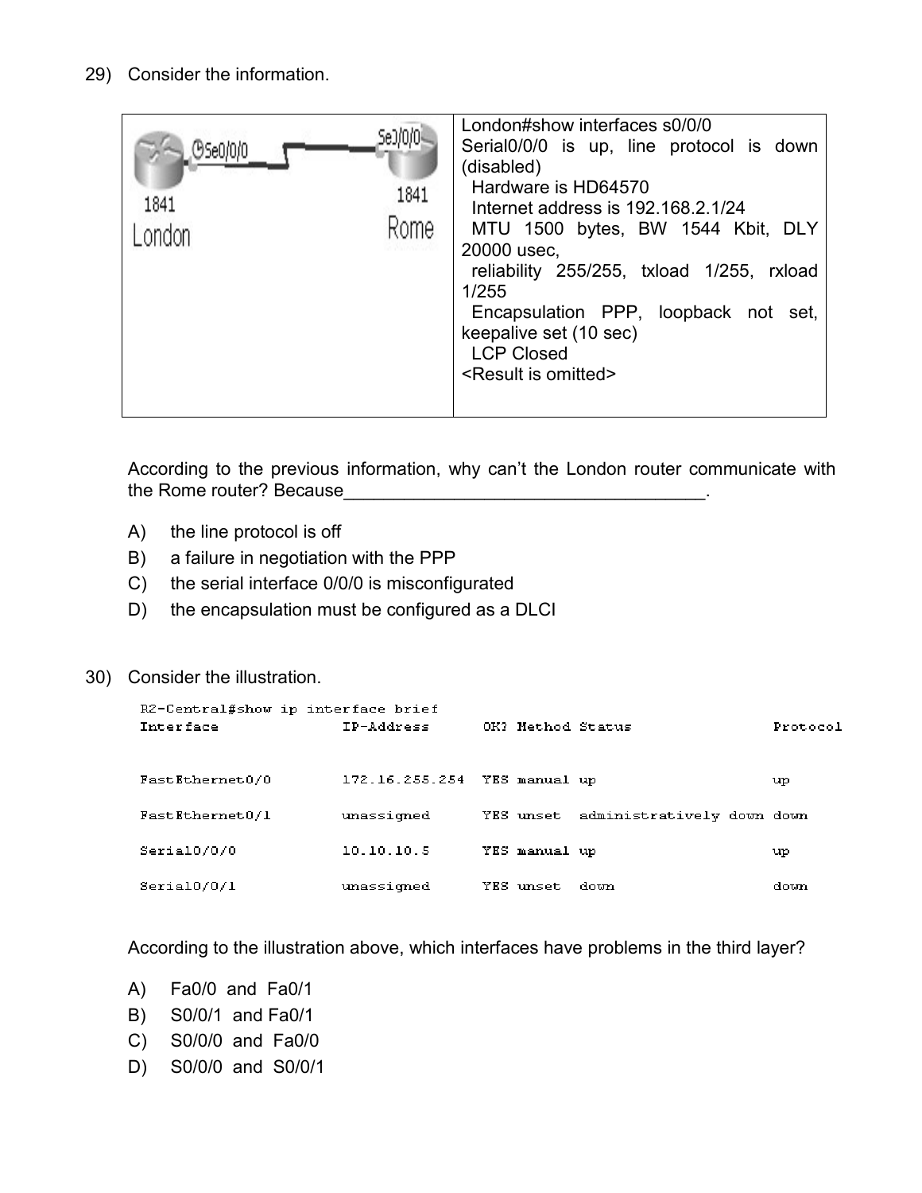29) Consider the information.

| | London#show interfaces s0/0/0<br>Serial0/0/0 is up, line protocol is down (disabled)<br>Hardware is HD64570<br>Internet address is 192.168.2.1/24<br>MTU 1500 bytes, BW 1544 Kbit, DLY 20000 usec,<br>reliability 255/255, txload 1/255, rxload 1/255<br>Encapsulation PPP, loopback not set, keepalive set (10 sec)<br>LCP Closed<br><Result is omitted> |
|---|---|

According to the previous information, why can't the London router communicate with the Rome router? Because_____________________________________.

A) the line protocol is off
B) a failure in negotiation with the PPP
C) the serial interface 0/0/0 is misconfigurated
D) the encapsulation must be configured as a DLCI

30) Consider the illustration.

```
R2-Central#show ip interface brief
Interface              IP-Address      OK? Method Status                Protocol

FastEthernet0/0        172.16.255.254  YES manual up                    up

FastEthernet0/1        unassigned      YES unset  administratively down down

Serial0/0/0            10.10.10.5      YES manual up                    up

Serial0/0/1            unassigned      YES unset  down                  down
```

According to the illustration above, which interfaces have problems in the third layer?

A) Fa0/0 and Fa0/1
B) S0/0/1 and Fa0/1
C) S0/0/0 and Fa0/0
D) S0/0/0 and S0/0/1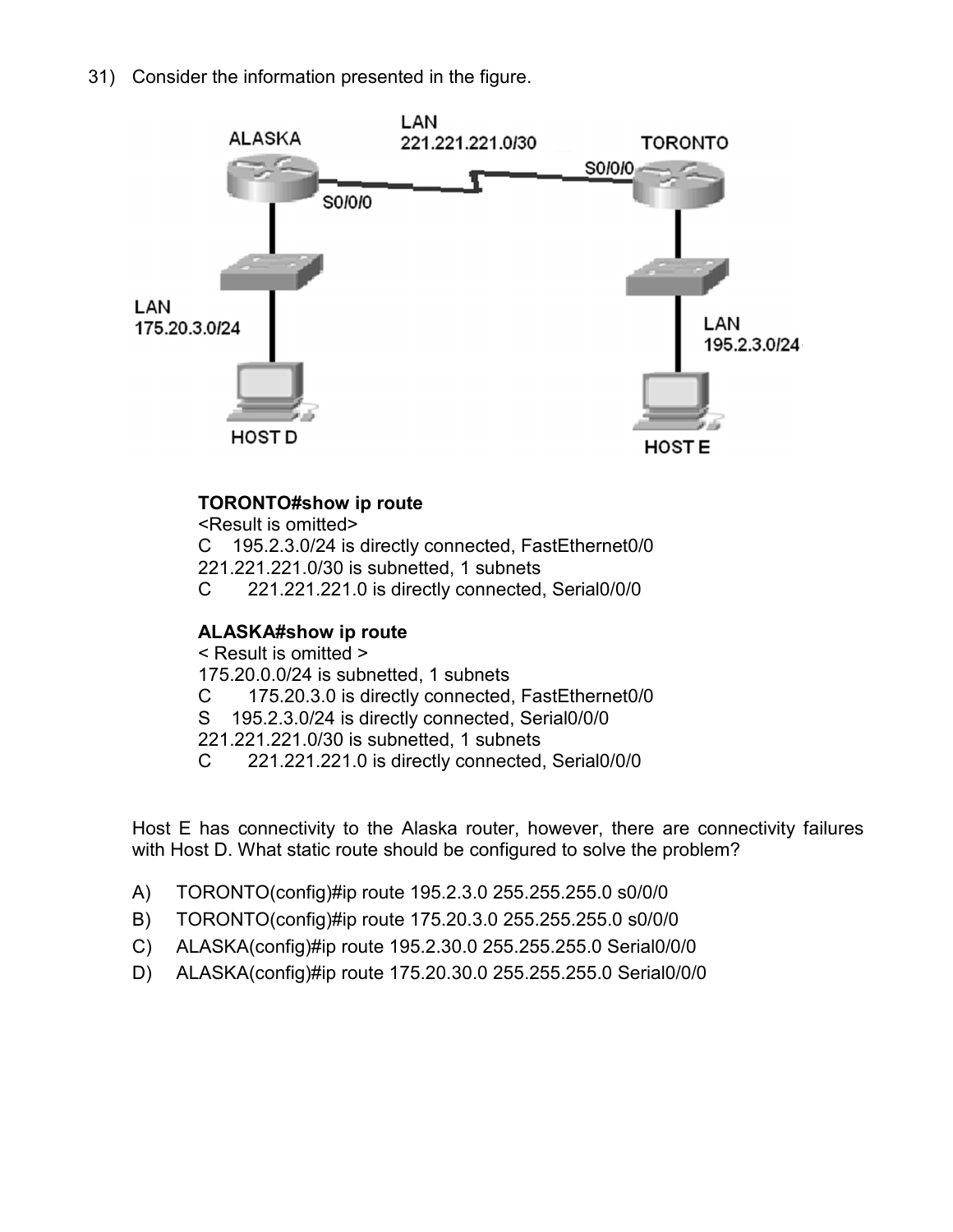31) Consider the information presented in the figure.

**TORONTO#show ip route**
<Result is omitted>
C    195.2.3.0/24 is directly connected, FastEthernet0/0
221.221.221.0/30 is subnetted, 1 subnets
C       221.221.221.0 is directly connected, Serial0/0/0

**ALASKA#show ip route**
< Result is omitted >
175.20.0.0/24 is subnetted, 1 subnets
C       175.20.3.0 is directly connected, FastEthernet0/0
S    195.2.3.0/24 is directly connected, Serial0/0/0
221.221.221.0/30 is subnetted, 1 subnets
C       221.221.221.0 is directly connected, Serial0/0/0

Host E has connectivity to the Alaska router, however, there are connectivity failures with Host D. What static route should be configured to solve the problem?

A) TORONTO(config)#ip route 195.2.3.0 255.255.255.0 s0/0/0
B) TORONTO(config)#ip route 175.20.3.0 255.255.255.0 s0/0/0
C) ALASKA(config)#ip route 195.2.30.0 255.255.255.0 Serial0/0/0
D) ALASKA(config)#ip route 175.20.30.0 255.255.255.0 Serial0/0/0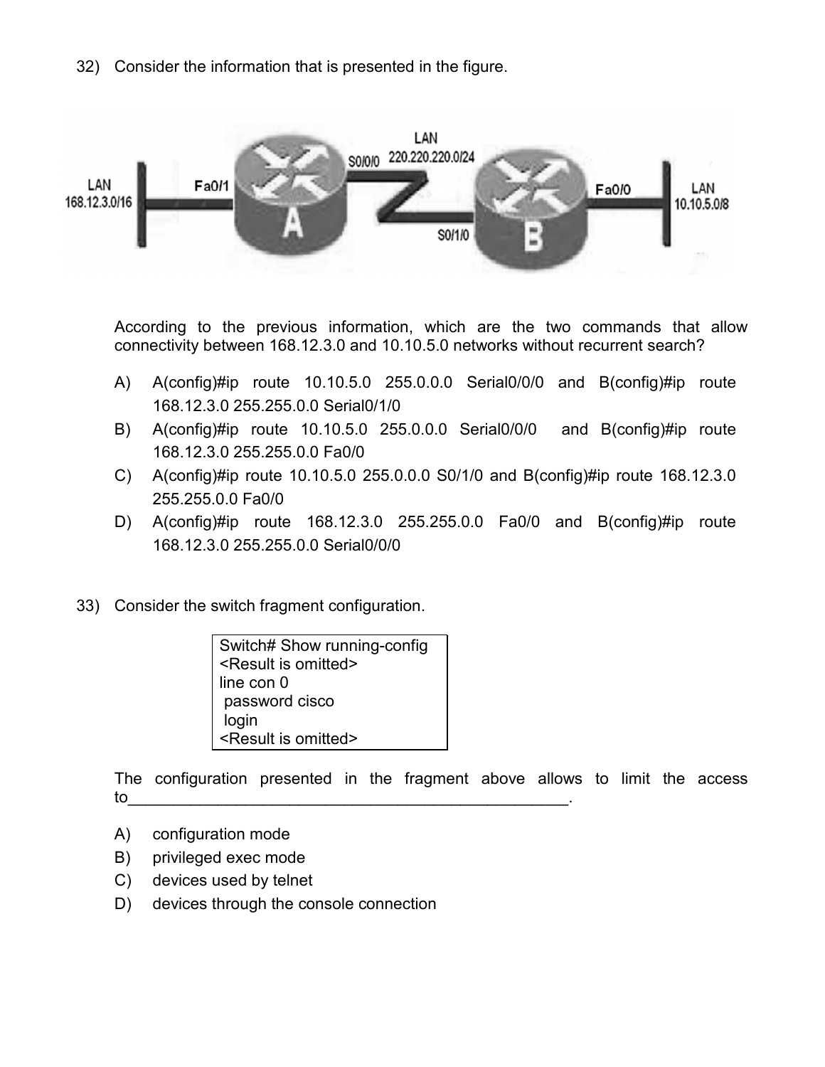32) Consider the information that is presented in the figure.

According to the previous information, which are the two commands that allow connectivity between 168.12.3.0 and 10.10.5.0 networks without recurrent search?

A) A(config)#ip route 10.10.5.0 255.0.0.0 Serial0/0/0 and B(config)#ip route 168.12.3.0 255.255.0.0 Serial0/1/0
B) A(config)#ip route 10.10.5.0 255.0.0.0 Serial0/0/0 and B(config)#ip route 168.12.3.0 255.255.0.0 Fa0/0
C) A(config)#ip route 10.10.5.0 255.0.0.0 S0/1/0 and B(config)#ip route 168.12.3.0 255.255.0.0 Fa0/0
D) A(config)#ip route 168.12.3.0 255.255.0.0 Fa0/0 and B(config)#ip route 168.12.3.0 255.255.0.0 Serial0/0/0

33) Consider the switch fragment configuration.

```
Switch# Show running-config
<Result is omitted>
line con 0
 password cisco
 login
<Result is omitted>
```

The configuration presented in the fragment above allows to limit the access to_____________________________________________________.

A) configuration mode
B) privileged exec mode
C) devices used by telnet
D) devices through the console connection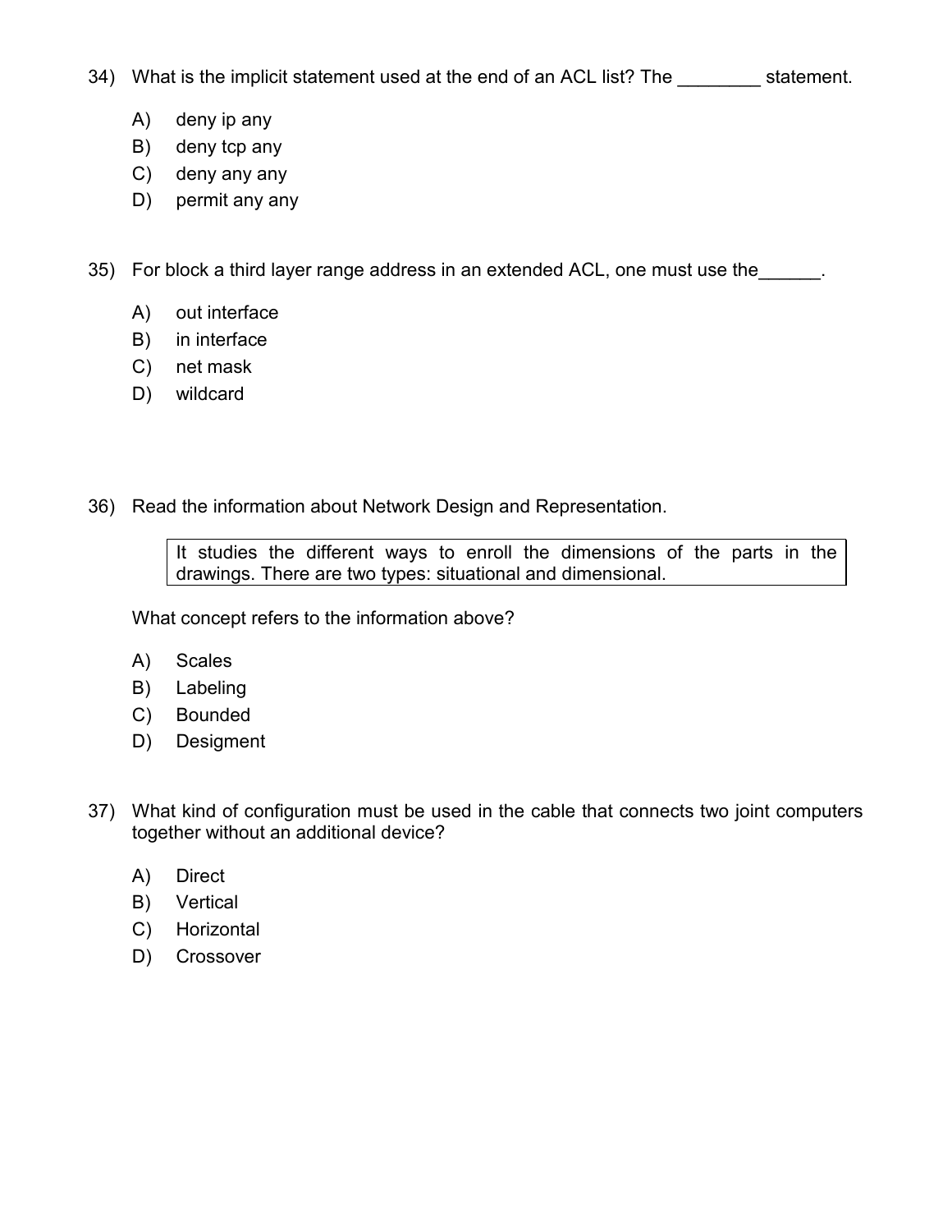34) What is the implicit statement used at the end of an ACL list? The ________ statement.

A) deny ip any
B) deny tcp any
C) deny any any
D) permit any any

35) For block a third layer range address in an extended ACL, one must use the______.

A) out interface
B) in interface
C) net mask
D) wildcard

36) Read the information about Network Design and Representation.

> It studies the different ways to enroll the dimensions of the parts in the drawings. There are two types: situational and dimensional.

What concept refers to the information above?

A) Scales
B) Labeling
C) Bounded
D) Desigment

37) What kind of configuration must be used in the cable that connects two joint computers together without an additional device?

A) Direct
B) Vertical
C) Horizontal
D) Crossover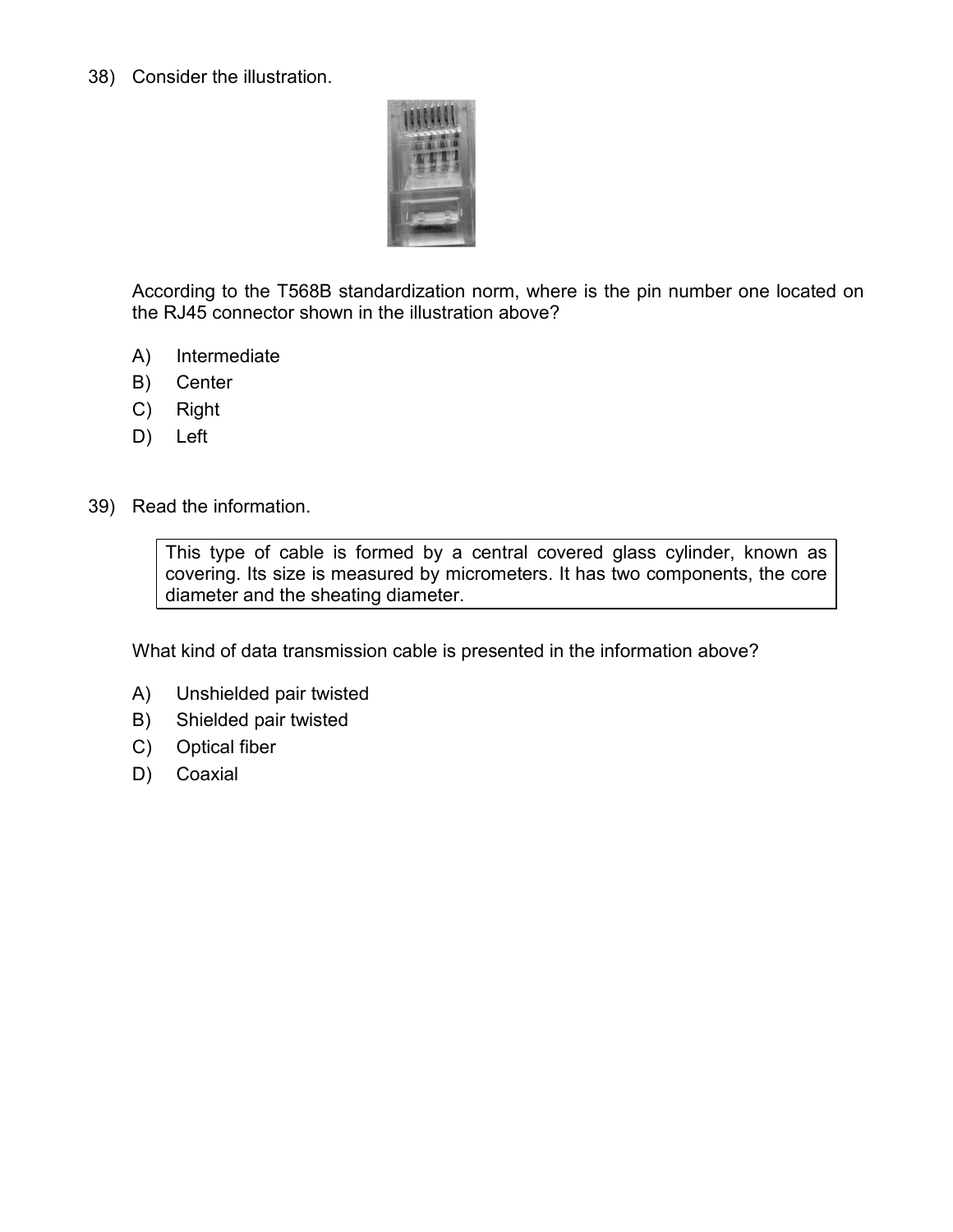38) Consider the illustration.

According to the T568B standardization norm, where is the pin number one located on the RJ45 connector shown in the illustration above?

A) Intermediate
B) Center
C) Right
D) Left

39) Read the information.

> This type of cable is formed by a central covered glass cylinder, known as covering. Its size is measured by micrometers. It has two components, the core diameter and the sheating diameter.

What kind of data transmission cable is presented in the information above?

A) Unshielded pair twisted
B) Shielded pair twisted
C) Optical fiber
D) Coaxial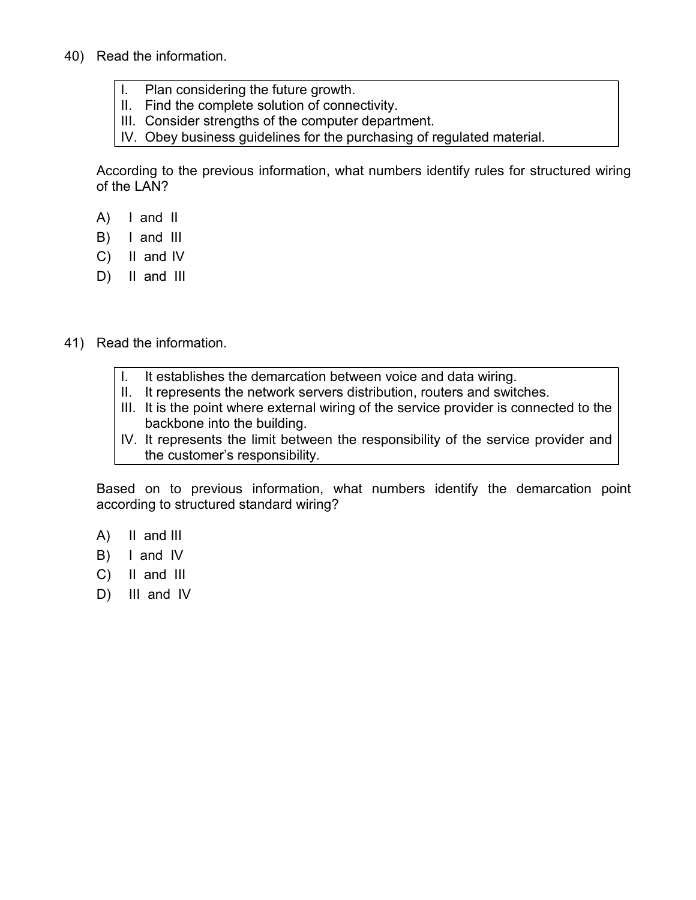40) Read the information.

| I. Plan considering the future growth.<br>II. Find the complete solution of connectivity.<br>III. Consider strengths of the computer department.<br>IV. Obey business guidelines for the purchasing of regulated material. |
|---|

According to the previous information, what numbers identify rules for structured wiring of the LAN?

A) I and II
B) I and III
C) II and IV
D) II and III

41) Read the information.

| I. It establishes the demarcation between voice and data wiring.<br>II. It represents the network servers distribution, routers and switches.<br>III. It is the point where external wiring of the service provider is connected to the backbone into the building.<br>IV. It represents the limit between the responsibility of the service provider and the customer's responsibility. |
|---|

Based on to previous information, what numbers identify the demarcation point according to structured standard wiring?

A) II and III
B) I and IV
C) II and III
D) III and IV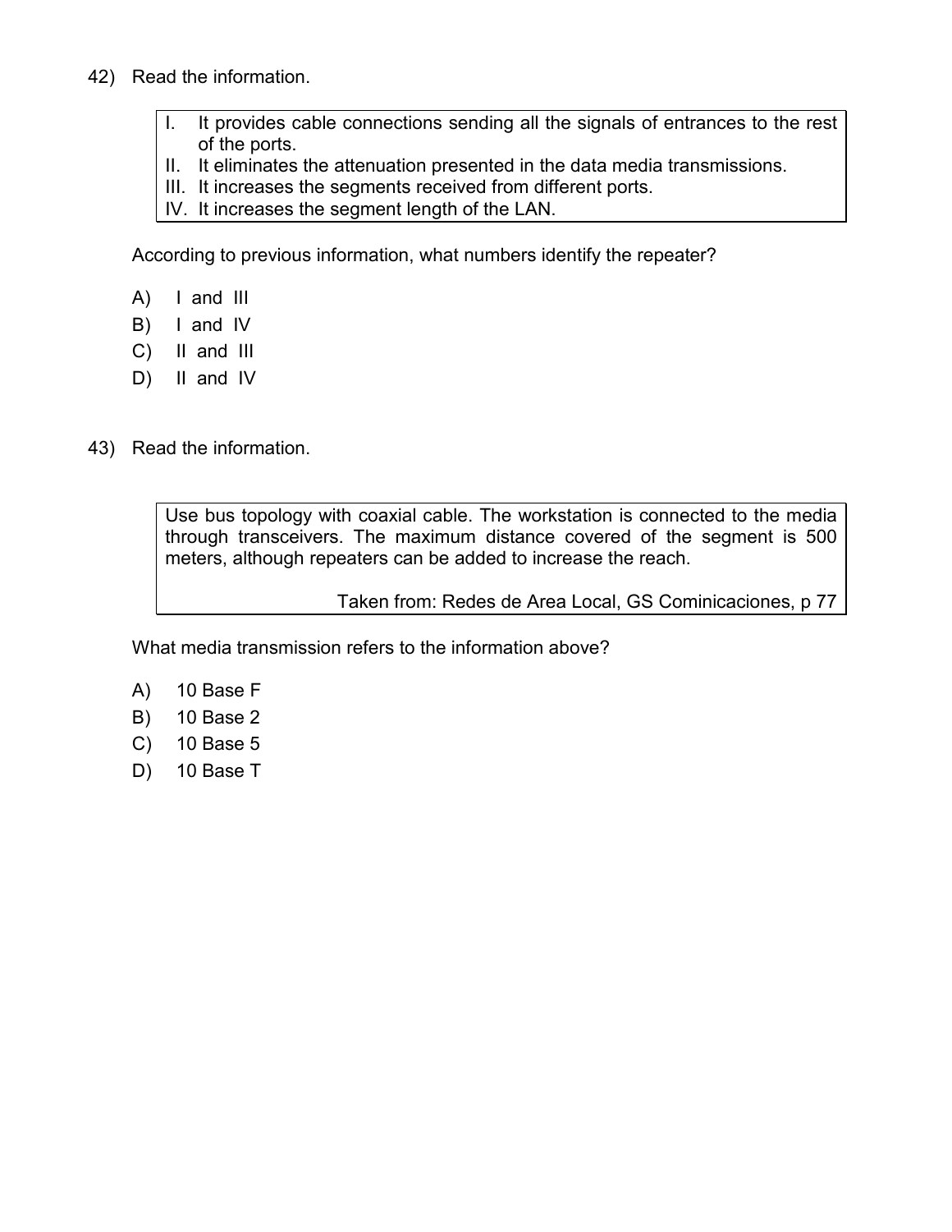42) Read the information.

I. It provides cable connections sending all the signals of entrances to the rest of the ports.
II. It eliminates the attenuation presented in the data media transmissions.
III. It increases the segments received from different ports.
IV. It increases the segment length of the LAN.

According to previous information, what numbers identify the repeater?

A) I and III
B) I and IV
C) II and III
D) II and IV

43) Read the information.

Use bus topology with coaxial cable. The workstation is connected to the media through transceivers. The maximum distance covered of the segment is 500 meters, although repeaters can be added to increase the reach.

Taken from: Redes de Area Local, GS Cominicaciones, p 77

What media transmission refers to the information above?

A) 10 Base F
B) 10 Base 2
C) 10 Base 5
D) 10 Base T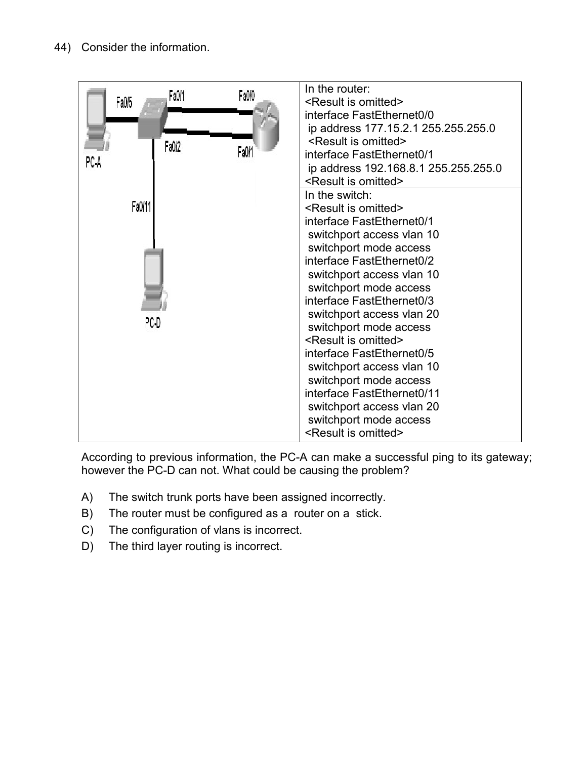44) Consider the information.

| | In the router:<br>&lt;Result is omitted&gt;<br>interface FastEthernet0/0<br> ip address 177.15.2.1 255.255.255.0<br> &lt;Result is omitted&gt;<br>interface FastEthernet0/1<br> ip address 192.168.8.1 255.255.255.0<br>&lt;Result is omitted&gt; |
|---|---|
| | In the switch:<br>&lt;Result is omitted&gt;<br>interface FastEthernet0/1<br> switchport access vlan 10<br> switchport mode access<br>interface FastEthernet0/2<br> switchport access vlan 10<br> switchport mode access<br>interface FastEthernet0/3<br> switchport access vlan 20<br> switchport mode access<br>&lt;Result is omitted&gt;<br>interface FastEthernet0/5<br> switchport access vlan 10<br> switchport mode access<br>interface FastEthernet0/11<br> switchport access vlan 20<br> switchport mode access<br>&lt;Result is omitted&gt; |

According to previous information, the PC-A can make a successful ping to its gateway; however the PC-D can not. What could be causing the problem?

A) The switch trunk ports have been assigned incorrectly.

B) The router must be configured as a router on a stick.

C) The configuration of vlans is incorrect.

D) The third layer routing is incorrect.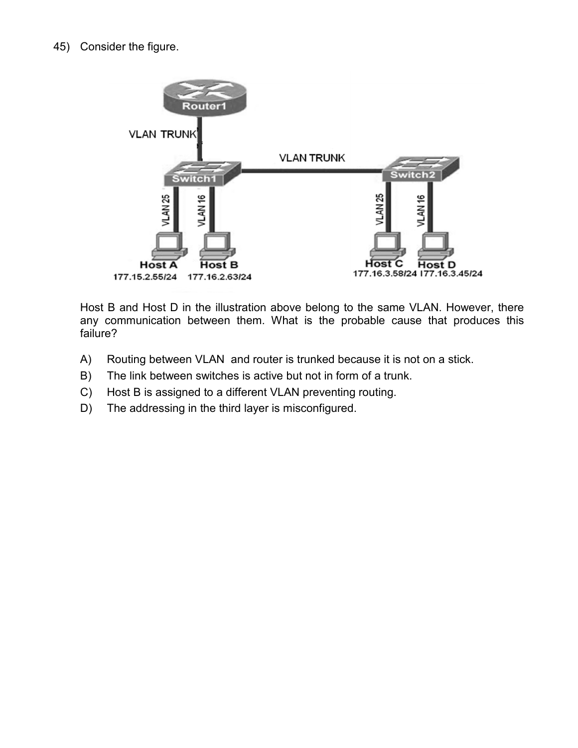45) Consider the figure.

Host B and Host D in the illustration above belong to the same VLAN. However, there any communication between them. What is the probable cause that produces this failure?

A) Routing between VLAN and router is trunked because it is not on a stick.

B) The link between switches is active but not in form of a trunk.

C) Host B is assigned to a different VLAN preventing routing.

D) The addressing in the third layer is misconfigured.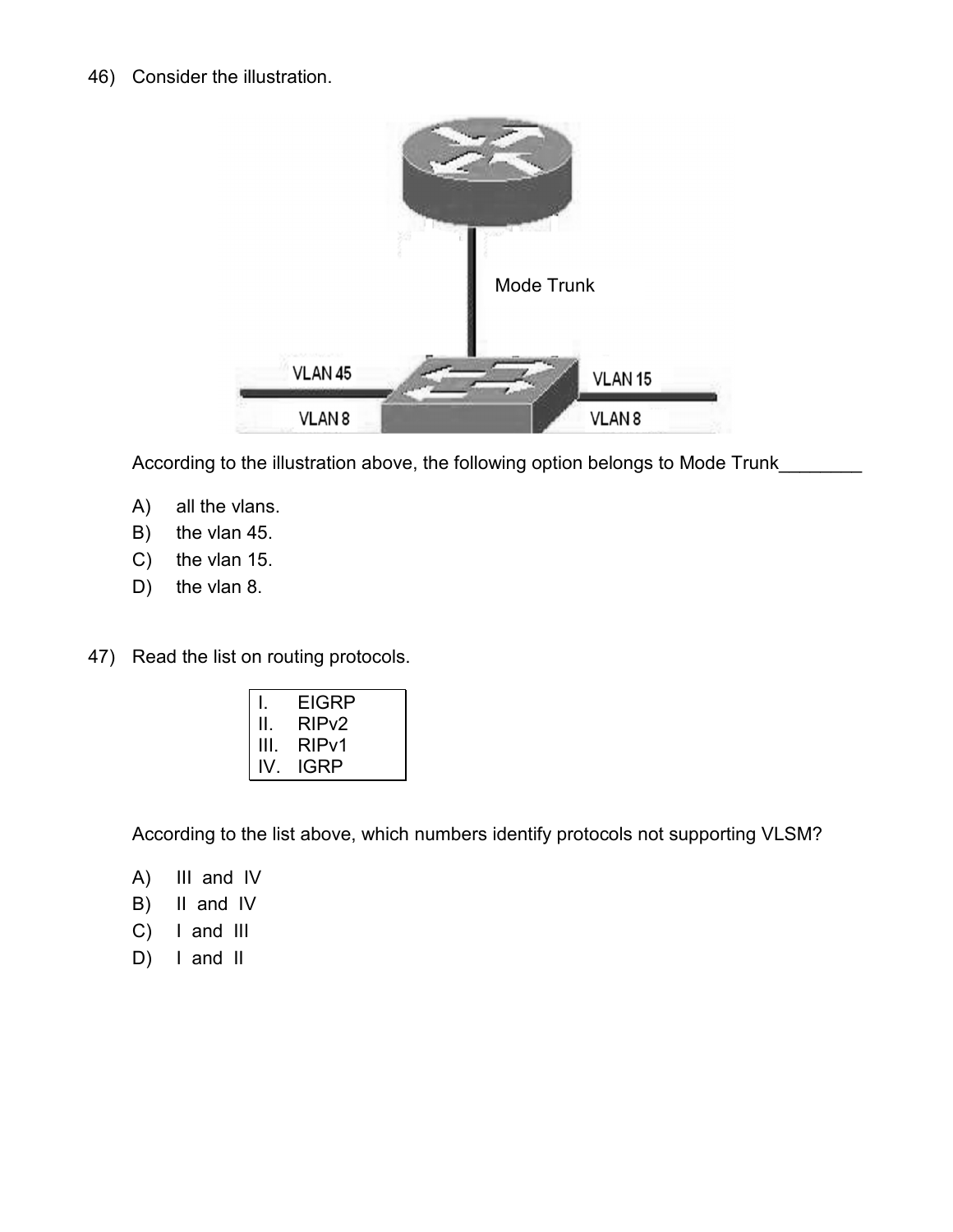46) Consider the illustration.

Mode Trunk

VLAN 45 VLAN 15

VLAN 8 VLAN 8

According to the illustration above, the following option belongs to Mode Trunk________

A) all the vlans.
B) the vlan 45.
C) the vlan 15.
D) the vlan 8.

47) Read the list on routing protocols.

| I. | EIGRP |
|---|---|
| II. | RIPv2 |
| III. | RIPv1 |
| IV. | IGRP |

According to the list above, which numbers identify protocols not supporting VLSM?

A) III and IV
B) II and IV
C) I and III
D) I and II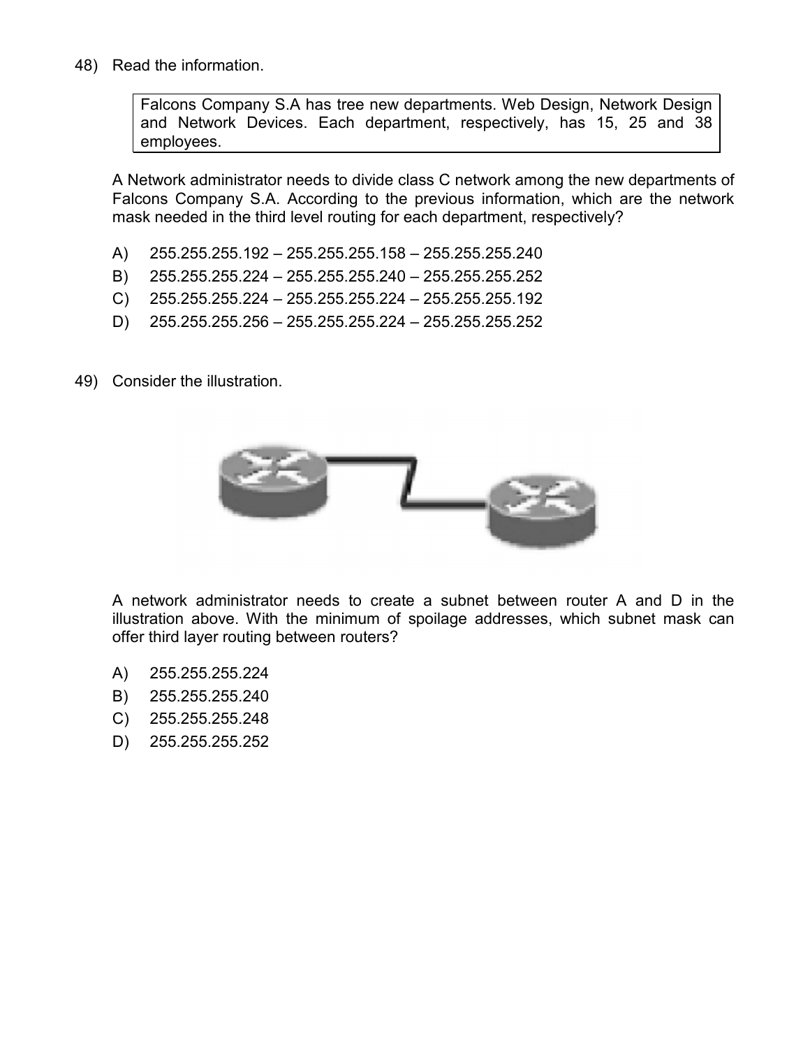48) Read the information.

> Falcons Company S.A has tree new departments. Web Design, Network Design and Network Devices. Each department, respectively, has 15, 25 and 38 employees.

A Network administrator needs to divide class C network among the new departments of Falcons Company S.A. According to the previous information, which are the network mask needed in the third level routing for each department, respectively?

A) 255.255.255.192 – 255.255.255.158 – 255.255.255.240

B) 255.255.255.224 – 255.255.255.240 – 255.255.255.252

C) 255.255.255.224 – 255.255.255.224 – 255.255.255.192

D) 255.255.255.256 – 255.255.255.224 – 255.255.255.252

49) Consider the illustration.

A network administrator needs to create a subnet between router A and D in the illustration above. With the minimum of spoilage addresses, which subnet mask can offer third layer routing between routers?

A) 255.255.255.224

B) 255.255.255.240

C) 255.255.255.248

D) 255.255.255.252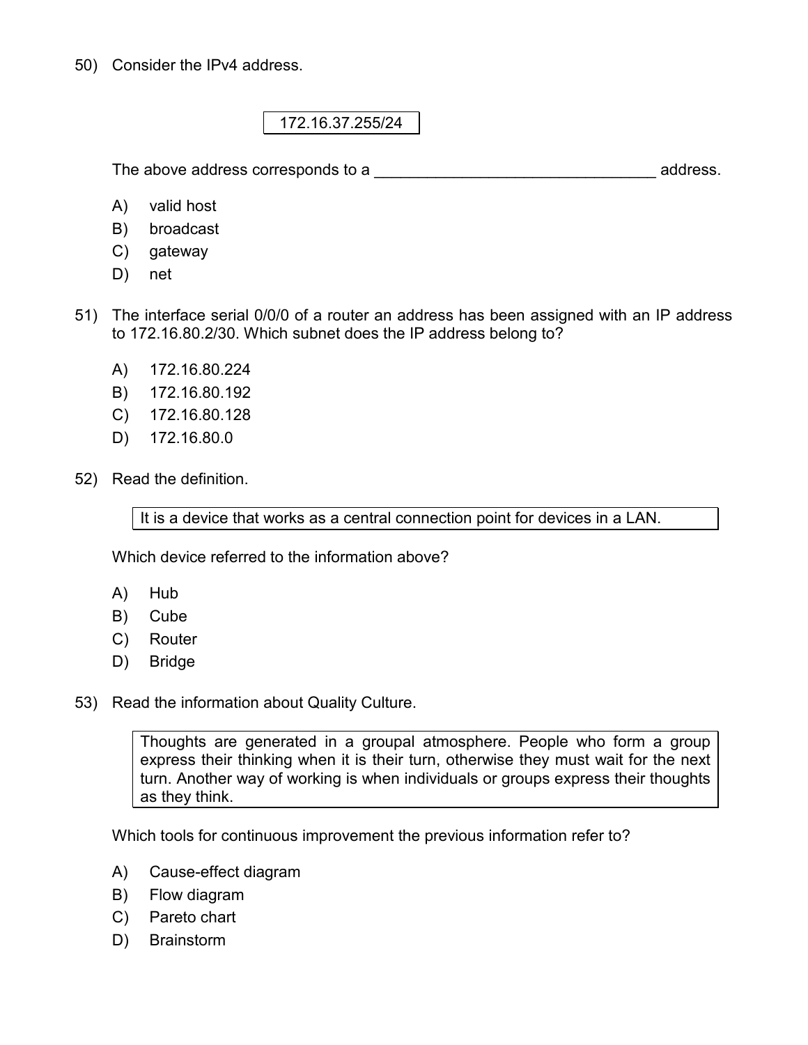50) Consider the IPv4 address.

| 172.16.37.255/24 |
|---|

The above address corresponds to a ________________________________ address.

A) valid host
B) broadcast
C) gateway
D) net

51) The interface serial 0/0/0 of a router an address has been assigned with an IP address to 172.16.80.2/30. Which subnet does the IP address belong to?

A) 172.16.80.224
B) 172.16.80.192
C) 172.16.80.128
D) 172.16.80.0

52) Read the definition.

| It is a device that works as a central connection point for devices in a LAN. |
|---|

Which device referred to the information above?

A) Hub
B) Cube
C) Router
D) Bridge

53) Read the information about Quality Culture.

| Thoughts are generated in a groupal atmosphere. People who form a group express their thinking when it is their turn, otherwise they must wait for the next turn. Another way of working is when individuals or groups express their thoughts as they think. |
|---|

Which tools for continuous improvement the previous information refer to?

A) Cause-effect diagram
B) Flow diagram
C) Pareto chart
D) Brainstorm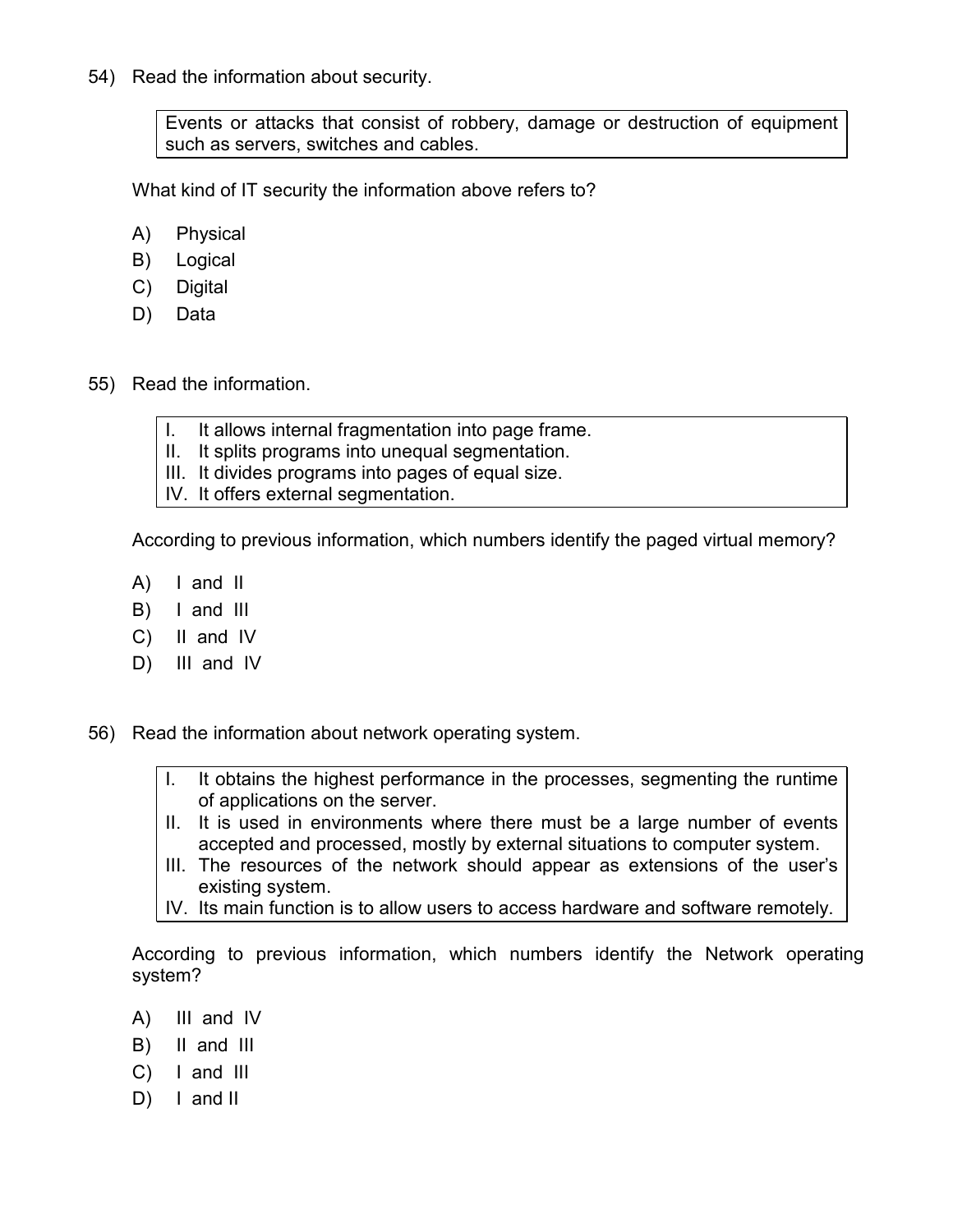54) Read the information about security.

> Events or attacks that consist of robbery, damage or destruction of equipment such as servers, switches and cables.

What kind of IT security the information above refers to?

A) Physical
B) Logical
C) Digital
D) Data

55) Read the information.

> I. It allows internal fragmentation into page frame.
> II. It splits programs into unequal segmentation.
> III. It divides programs into pages of equal size.
> IV. It offers external segmentation.

According to previous information, which numbers identify the paged virtual memory?

A) I and II
B) I and III
C) II and IV
D) III and IV

56) Read the information about network operating system.

> I. It obtains the highest performance in the processes, segmenting the runtime of applications on the server.
> II. It is used in environments where there must be a large number of events accepted and processed, mostly by external situations to computer system.
> III. The resources of the network should appear as extensions of the user's existing system.
> IV. Its main function is to allow users to access hardware and software remotely.

According to previous information, which numbers identify the Network operating system?

A) III and IV
B) II and III
C) I and III
D) I and II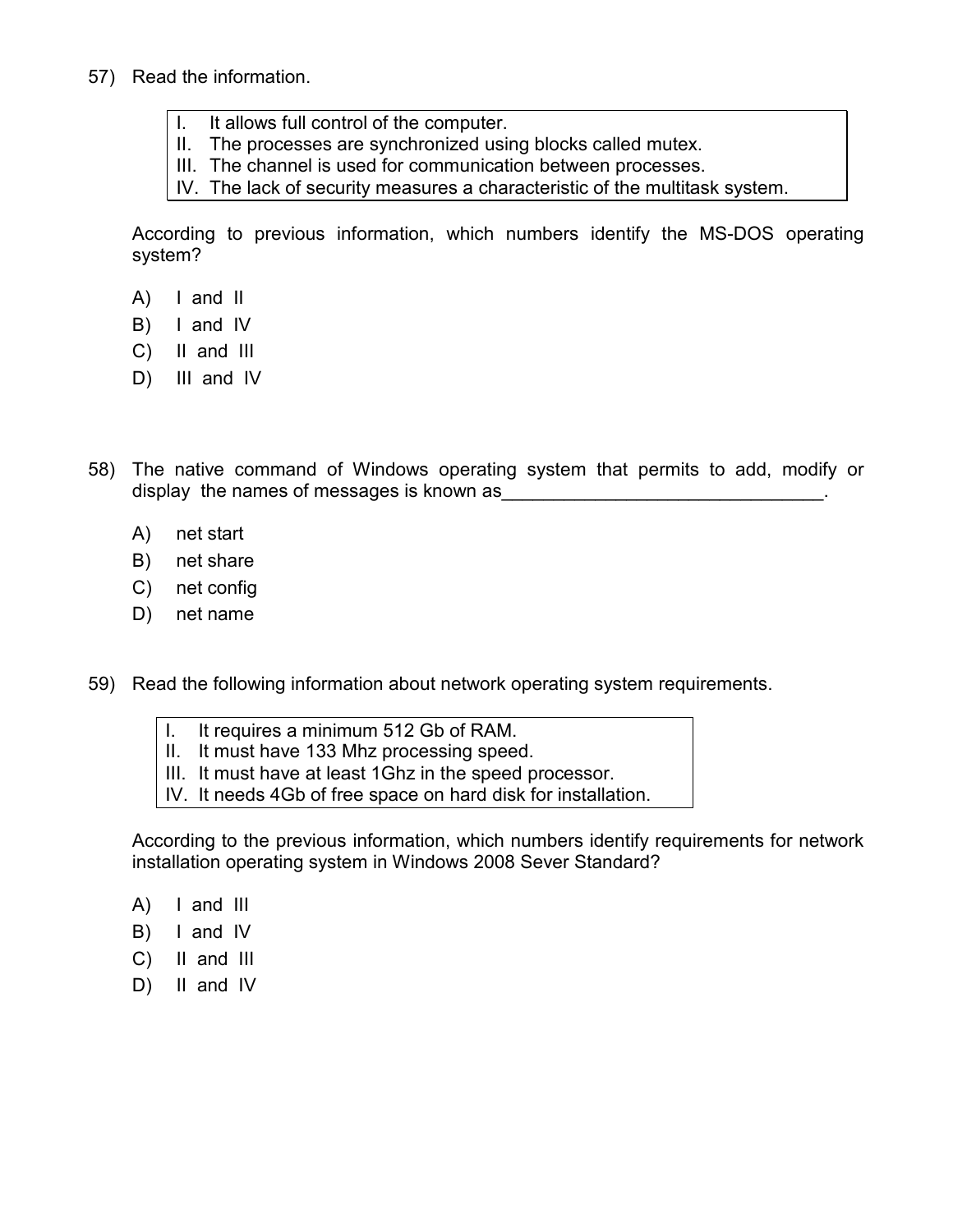57) Read the information.

| |
|---|
| I. It allows full control of the computer. |
| II. The processes are synchronized using blocks called mutex. |
| III. The channel is used for communication between processes. |
| IV. The lack of security measures a characteristic of the multitask system. |

According to previous information, which numbers identify the MS-DOS operating system?

A) I and II
B) I and IV
C) II and III
D) III and IV

58) The native command of Windows operating system that permits to add, modify or display the names of messages is known as_______________________________.

A) net start
B) net share
C) net config
D) net name

59) Read the following information about network operating system requirements.

| |
|---|
| I. It requires a minimum 512 Gb of RAM. |
| II. It must have 133 Mhz processing speed. |
| III. It must have at least 1Ghz in the speed processor. |
| IV. It needs 4Gb of free space on hard disk for installation. |

According to the previous information, which numbers identify requirements for network installation operating system in Windows 2008 Sever Standard?

A) I and III
B) I and IV
C) II and III
D) II and IV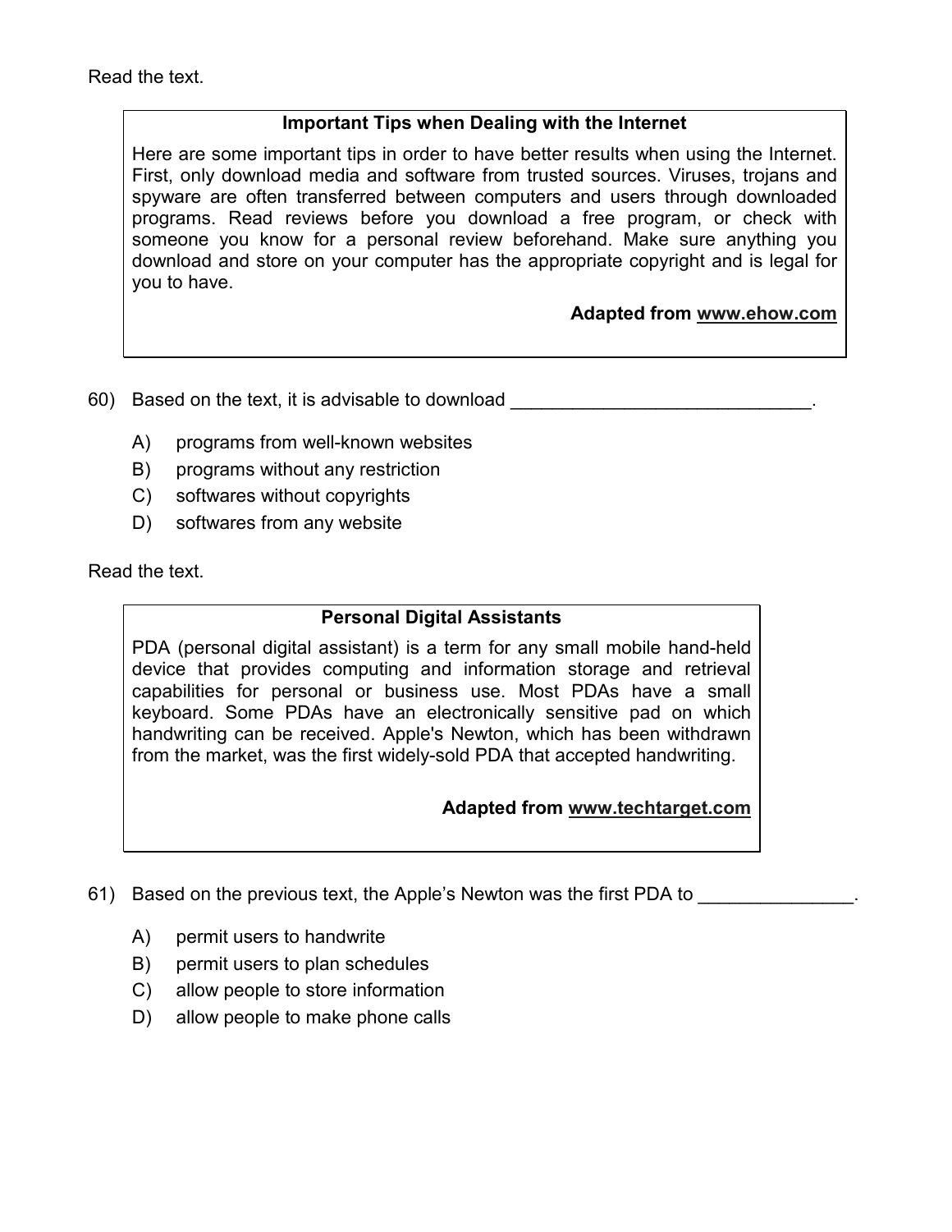Read the text.

> **Important Tips when Dealing with the Internet**
>
> Here are some important tips in order to have better results when using the Internet. First, only download media and software from trusted sources. Viruses, trojans and spyware are often transferred between computers and users through downloaded programs. Read reviews before you download a free program, or check with someone you know for a personal review beforehand. Make sure anything you download and store on your computer has the appropriate copyright and is legal for you to have.
>
> **Adapted from www.ehow.com**

60) Based on the text, it is advisable to download ______________________________.

- A) programs from well-known websites
- B) programs without any restriction
- C) softwares without copyrights
- D) softwares from any website

Read the text.

> **Personal Digital Assistants**
>
> PDA (personal digital assistant) is a term for any small mobile hand-held device that provides computing and information storage and retrieval capabilities for personal or business use. Most PDAs have a small keyboard. Some PDAs have an electronically sensitive pad on which handwriting can be received. Apple's Newton, which has been withdrawn from the market, was the first widely-sold PDA that accepted handwriting.
>
> **Adapted from www.techtarget.com**

61) Based on the previous text, the Apple's Newton was the first PDA to _______________.

- A) permit users to handwrite
- B) permit users to plan schedules
- C) allow people to store information
- D) allow people to make phone calls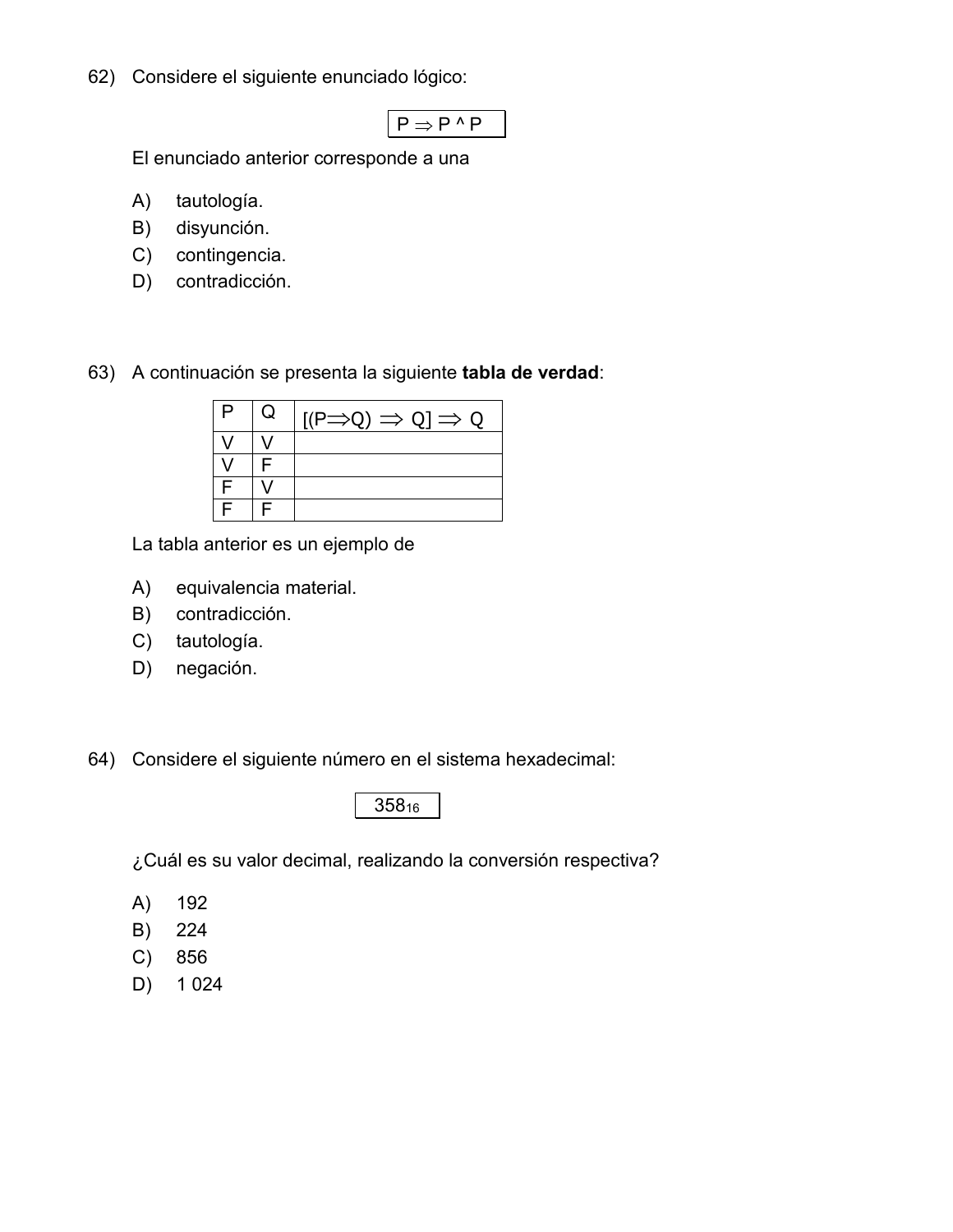62) Considere el siguiente enunciado lógico:

$$P \Rightarrow P \wedge P$$

El enunciado anterior corresponde a una

A) tautología.
B) disyunción.
C) contingencia.
D) contradicción.

63) A continuación se presenta la siguiente **tabla de verdad**:

| P | Q | $[(P \Rightarrow Q) \Rightarrow Q] \Rightarrow Q$ |
|---|---|---|
| V | V | |
| V | F | |
| F | V | |
| F | F | |

La tabla anterior es un ejemplo de

A) equivalencia material.
B) contradicción.
C) tautología.
D) negación.

64) Considere el siguiente número en el sistema hexadecimal:

$$358_{16}$$

¿Cuál es su valor decimal, realizando la conversión respectiva?

A) 192
B) 224
C) 856
D) 1 024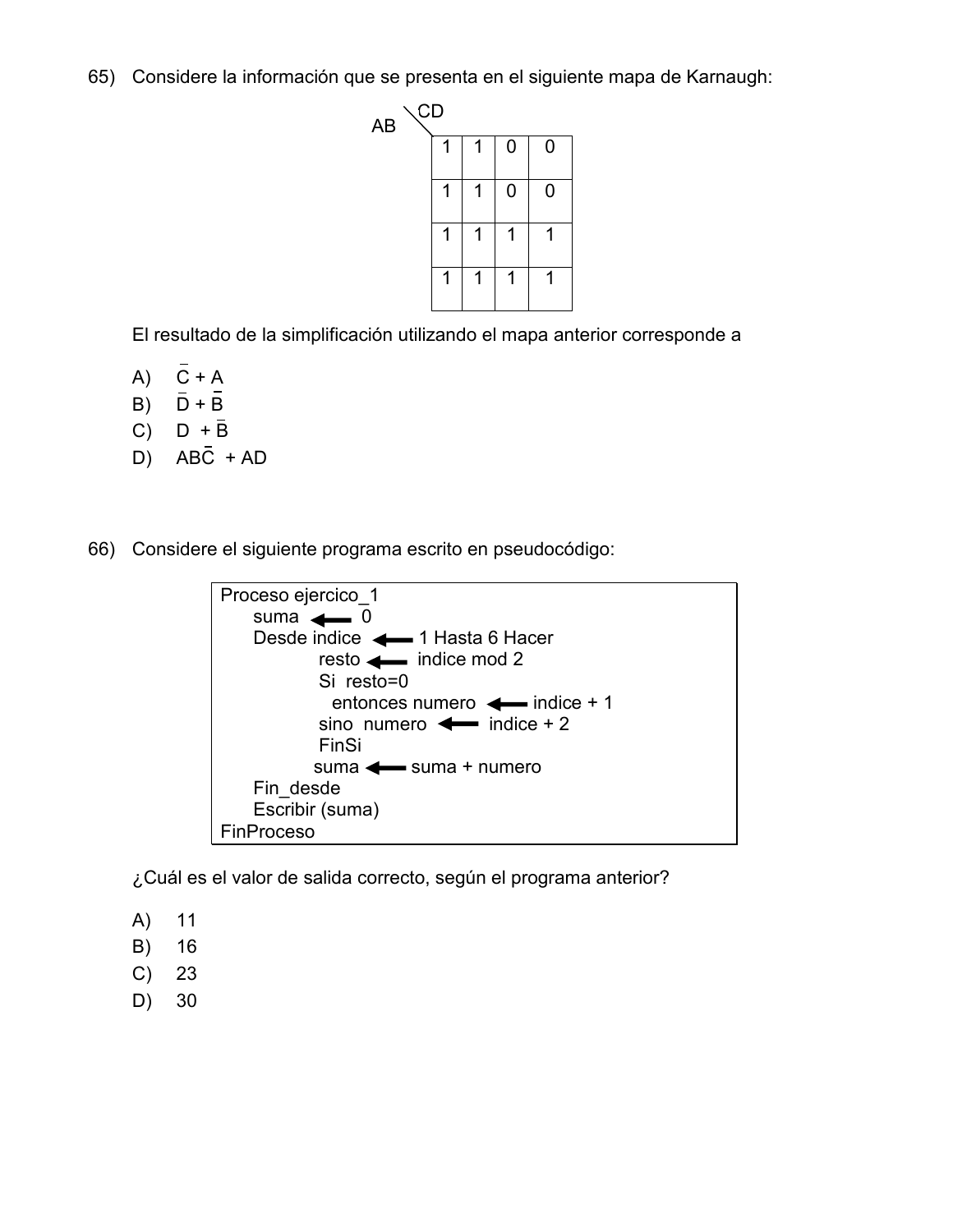65) Considere la información que se presenta en el siguiente mapa de Karnaugh:

AB \ CD

| | | | |
|---|---|---|---|
| 1 | 1 | 0 | 0 |
| 1 | 1 | 0 | 0 |
| 1 | 1 | 1 | 1 |
| 1 | 1 | 1 | 1 |

El resultado de la simplificación utilizando el mapa anterior corresponde a

A) $\overline{C} + A$
B) $\overline{D} + \overline{B}$
C) $D + \overline{B}$
D) $AB\overline{C} + AD$

66) Considere el siguiente programa escrito en pseudocódigo:

```
Proceso ejercico_1
    suma ⟵ 0
    Desde indice ⟵ 1 Hasta 6 Hacer
            resto ⟵ indice mod 2
            Si resto=0
              entonces numero ⟵ indice + 1
            sino numero ⟵ indice + 2
            FinSi
            suma ⟵ suma + numero
    Fin_desde
    Escribir (suma)
FinProceso
```

¿Cuál es el valor de salida correcto, según el programa anterior?

A) 11
B) 16
C) 23
D) 30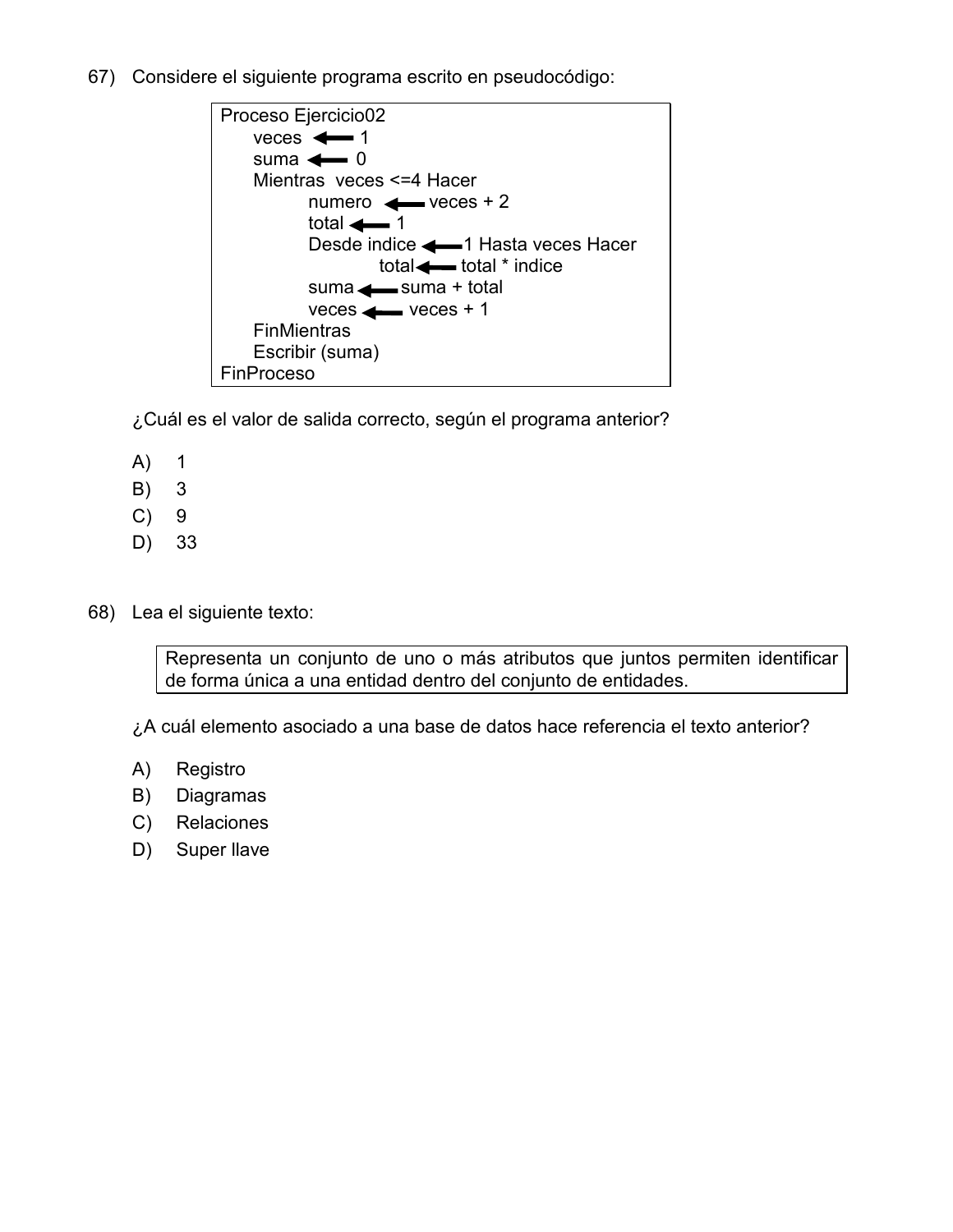67) Considere el siguiente programa escrito en pseudocódigo:

```
Proceso Ejercicio02
    veces ⟵ 1
    suma ⟵ 0
    Mientras  veces <=4 Hacer
        numero ⟵ veces + 2
        total ⟵ 1
        Desde indice ⟵ 1 Hasta veces Hacer
            total ⟵ total * indice
        suma ⟵ suma + total
        veces ⟵ veces + 1
    FinMientras
    Escribir (suma)
FinProceso
```

¿Cuál es el valor de salida correcto, según el programa anterior?

A) 1
B) 3
C) 9
D) 33

68) Lea el siguiente texto:

> Representa un conjunto de uno o más atributos que juntos permiten identificar de forma única a una entidad dentro del conjunto de entidades.

¿A cuál elemento asociado a una base de datos hace referencia el texto anterior?

A) Registro
B) Diagramas
C) Relaciones
D) Super llave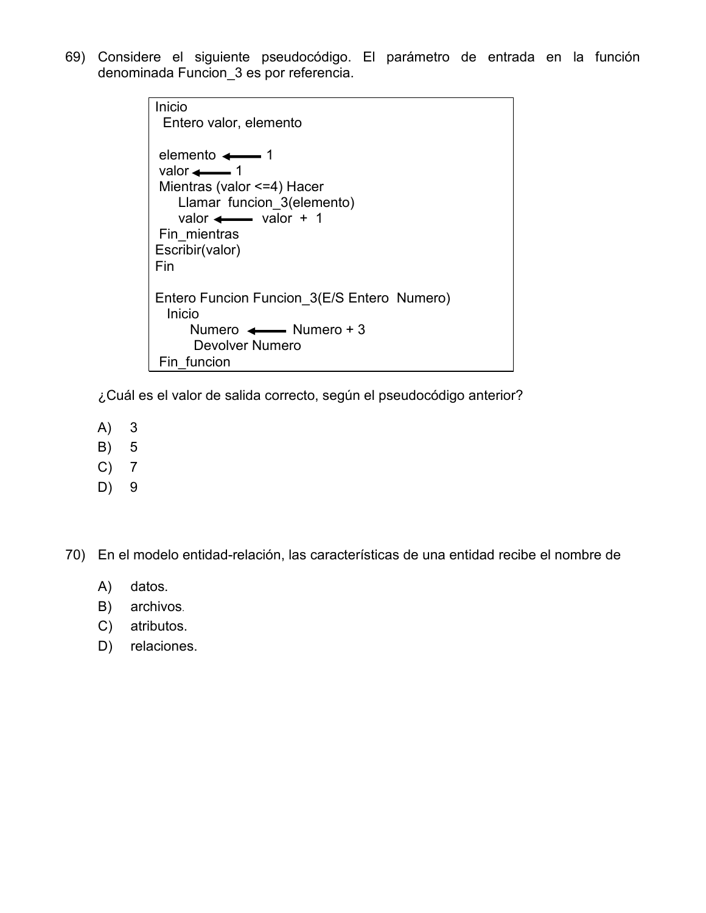69) Considere el siguiente pseudocódigo. El parámetro de entrada en la función denominada Funcion_3 es por referencia.

```
Inicio
  Entero valor, elemento

  elemento ← 1
  valor ← 1
  Mientras (valor <=4) Hacer
      Llamar  funcion_3(elemento)
      valor ← valor + 1
  Fin_mientras
Escribir(valor)
Fin

Entero Funcion Funcion_3(E/S Entero  Numero)
   Inicio
        Numero ← Numero + 3
         Devolver Numero
 Fin_funcion
```

¿Cuál es el valor de salida correcto, según el pseudocódigo anterior?

A) 3
B) 5
C) 7
D) 9

70) En el modelo entidad-relación, las características de una entidad recibe el nombre de

A) datos.
B) archivos.
C) atributos.
D) relaciones.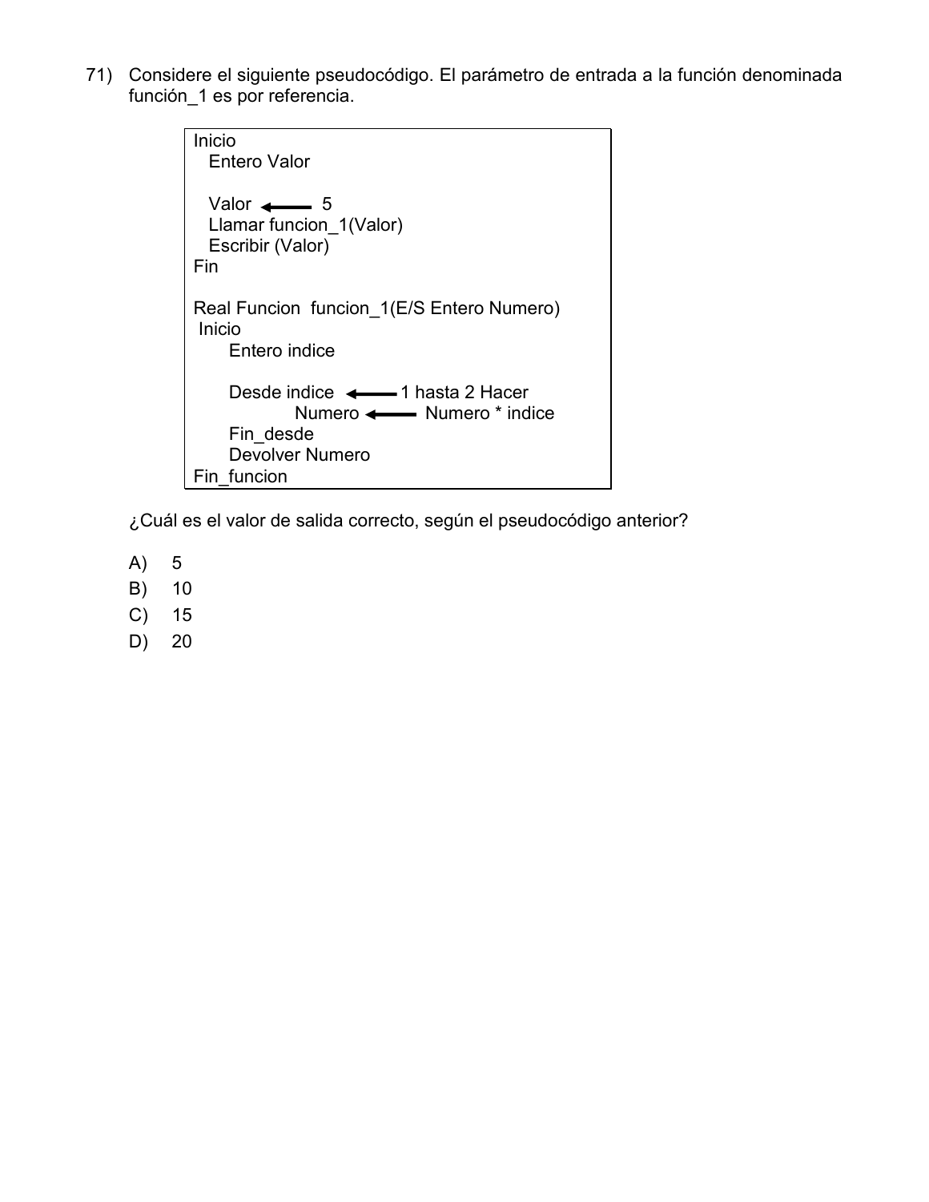71) Considere el siguiente pseudocódigo. El parámetro de entrada a la función denominada función_1 es por referencia.

```
Inicio
  Entero Valor

  Valor ⟵ 5
  Llamar funcion_1(Valor)
  Escribir (Valor)
Fin

Real Funcion  funcion_1(E/S Entero Numero)
 Inicio
     Entero indice

     Desde indice ⟵ 1 hasta 2 Hacer
           Numero ⟵ Numero * indice
     Fin_desde
     Devolver Numero
Fin_funcion
```

¿Cuál es el valor de salida correcto, según el pseudocódigo anterior?

A) 5
B) 10
C) 15
D) 20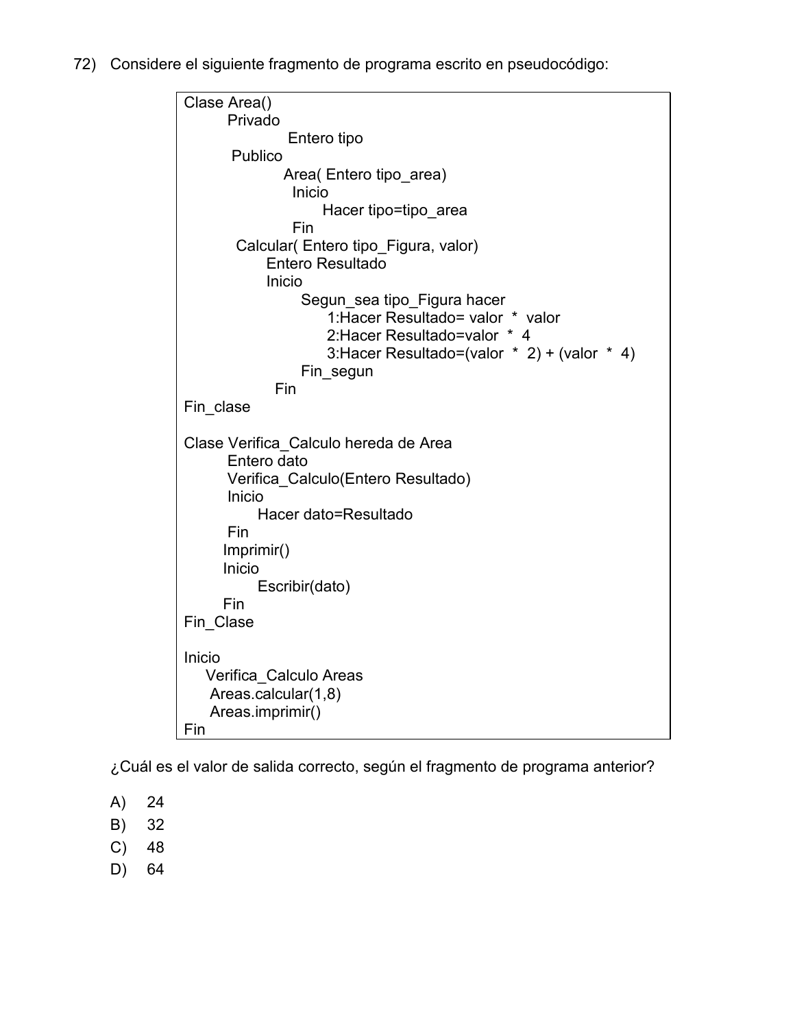72) Considere el siguiente fragmento de programa escrito en pseudocódigo:

```
Clase Area()
        Privado
                    Entero tipo
         Publico
                   Area( Entero tipo_area)
                     Inicio
                           Hacer tipo=tipo_area
                     Fin
          Calcular( Entero tipo_Figura, valor)
                Entero Resultado
                Inicio
                       Segun_sea tipo_Figura hacer
                             1:Hacer Resultado= valor  *  valor
                             2:Hacer Resultado=valor  *  4
                             3:Hacer Resultado=(valor  *  2) + (valor  *  4)
                       Fin_segun
                 Fin
Fin_clase

Clase Verifica_Calculo hereda de Area
        Entero dato
        Verifica_Calculo(Entero Resultado)
        Inicio
              Hacer dato=Resultado
        Fin
       Imprimir()
       Inicio
              Escribir(dato)
       Fin
Fin_Clase

Inicio
    Verifica_Calculo Areas
     Areas.calcular(1,8)
     Areas.imprimir()
Fin
```

¿Cuál es el valor de salida correcto, según el fragmento de programa anterior?

A) 24

B) 32

C) 48

D) 64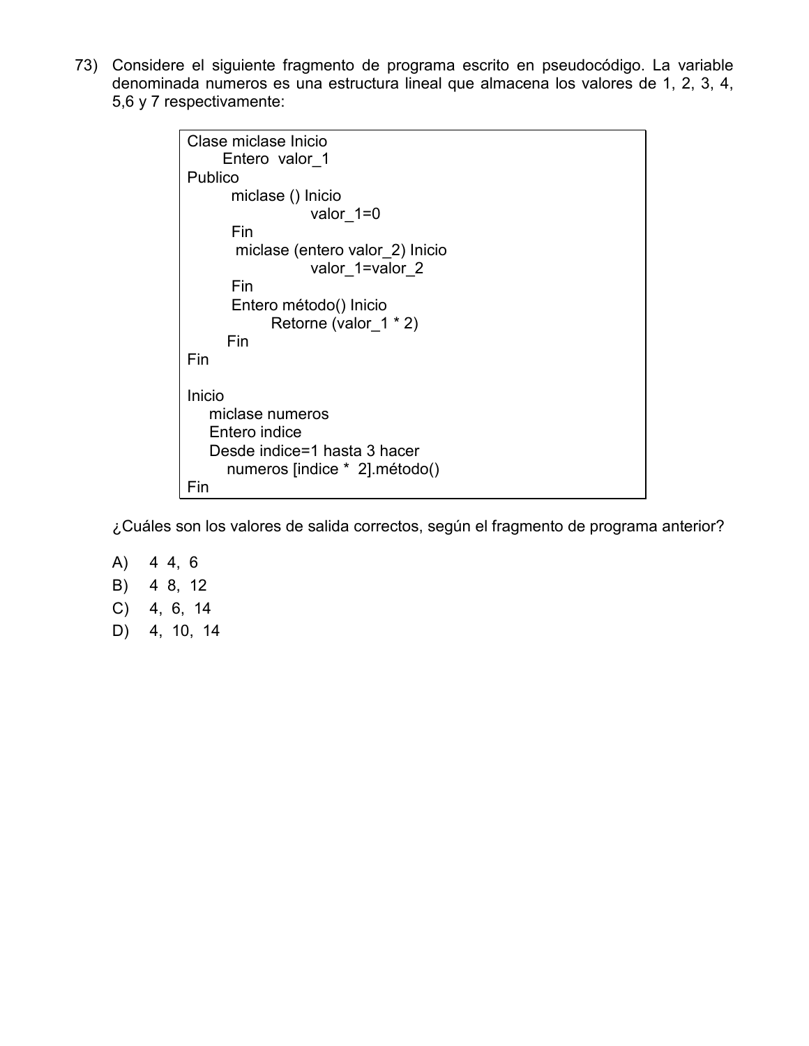73) Considere el siguiente fragmento de programa escrito en pseudocódigo. La variable denominada numeros es una estructura lineal que almacena los valores de 1, 2, 3, 4, 5,6 y 7 respectivamente:

```
Clase miclase Inicio
       Entero  valor_1
Publico
         miclase () Inicio
                        valor_1=0
         Fin
          miclase (entero valor_2) Inicio
                        valor_1=valor_2
         Fin
         Entero método() Inicio
                 Retorne (valor_1 * 2)
        Fin
Fin

Inicio
     miclase numeros
     Entero indice
     Desde indice=1 hasta 3 hacer
         numeros [indice *  2].método()
Fin
```

¿Cuáles son los valores de salida correctos, según el fragmento de programa anterior?

A) 4 4, 6
B) 4 8, 12
C) 4, 6, 14
D) 4, 10, 14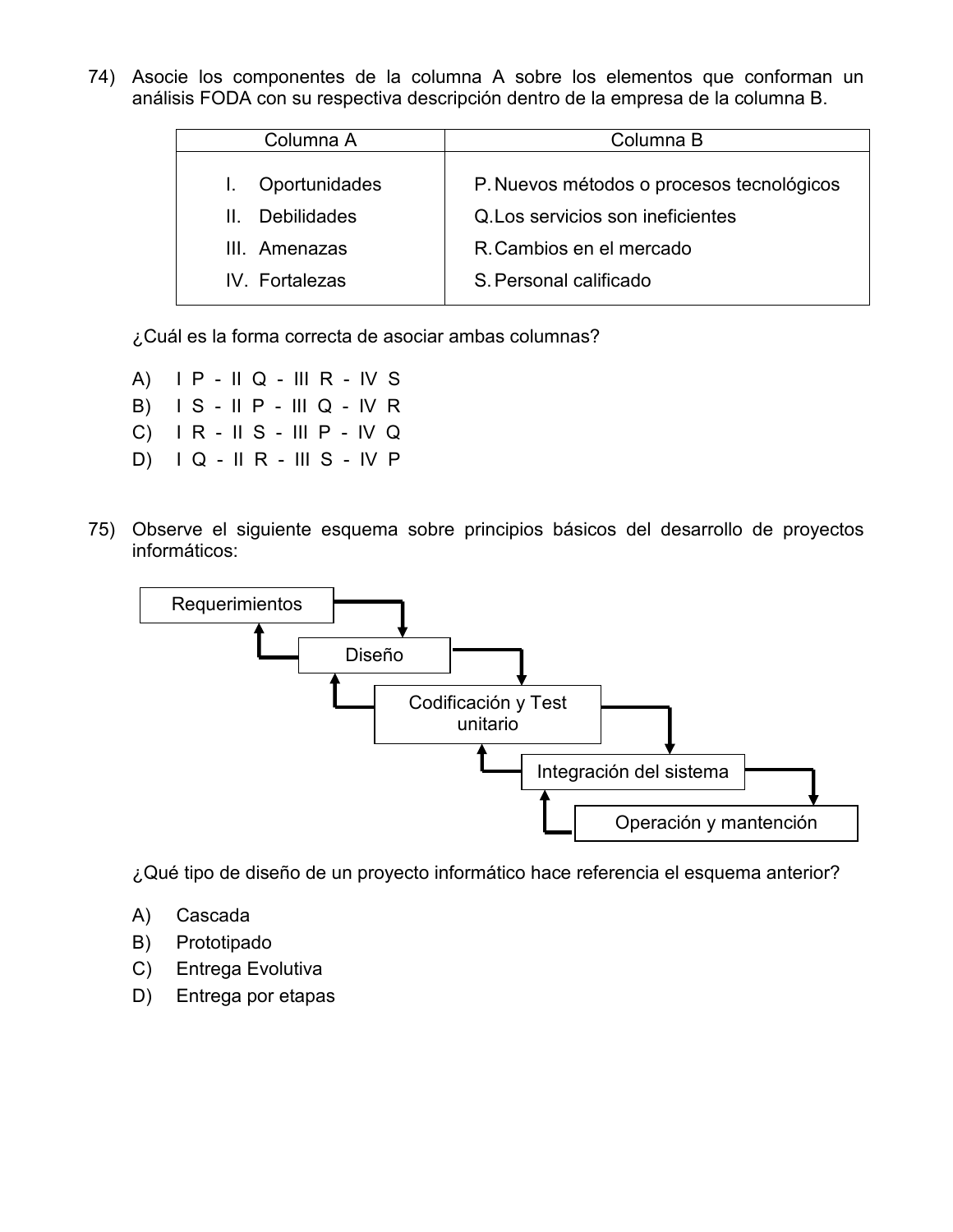74) Asocie los componentes de la columna A sobre los elementos que conforman un análisis FODA con su respectiva descripción dentro de la empresa de la columna B.

| Columna A | Columna B |
|---|---|
| I. Oportunidades | P. Nuevos métodos o procesos tecnológicos |
| II. Debilidades | Q. Los servicios son ineficientes |
| III. Amenazas | R. Cambios en el mercado |
| IV. Fortalezas | S. Personal calificado |

¿Cuál es la forma correcta de asociar ambas columnas?

A) I P - II Q - III R - IV S
B) I S - II P - III Q - IV R
C) I R - II S - III P - IV Q
D) I Q - II R - III S - IV P

75) Observe el siguiente esquema sobre principios básicos del desarrollo de proyectos informáticos:

Requerimientos → Diseño → Codificación y Test unitario → Integración del sistema → Operación y mantención

¿Qué tipo de diseño de un proyecto informático hace referencia el esquema anterior?

A) Cascada
B) Prototipado
C) Entrega Evolutiva
D) Entrega por etapas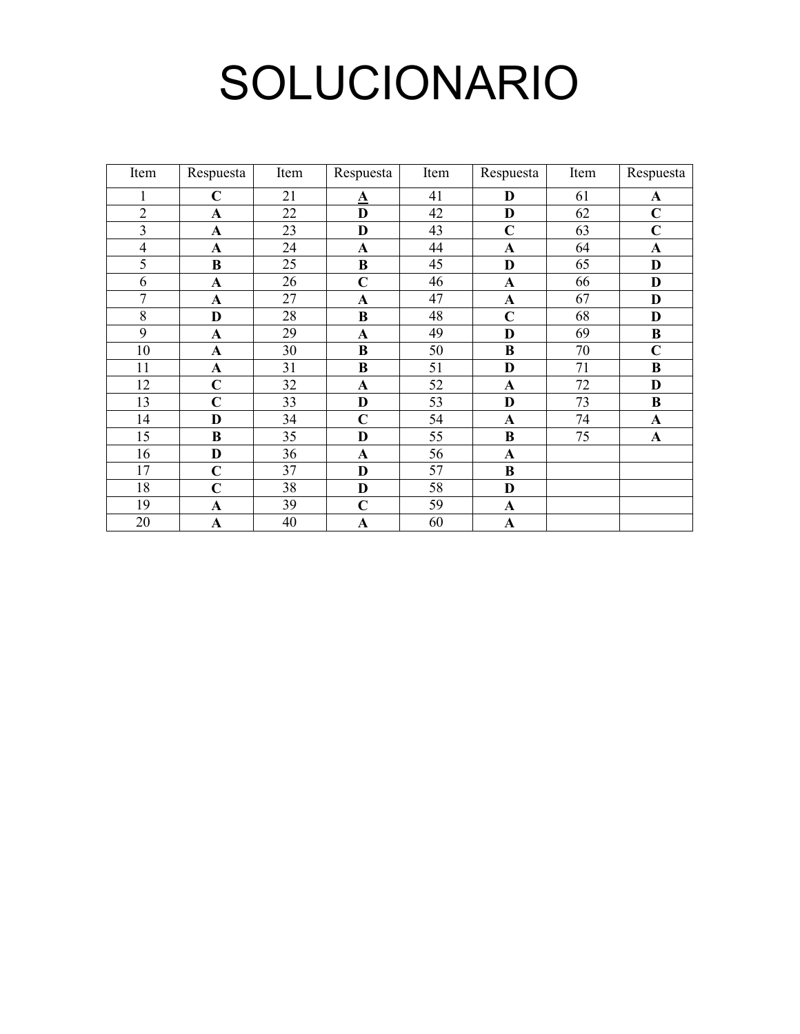# SOLUCIONARIO

| Item | Respuesta | Item | Respuesta | Item | Respuesta | Item | Respuesta |
|---|---|---|---|---|---|---|---|
| 1 | **C** | 21 | **A** | 41 | **D** | 61 | **A** |
| 2 | **A** | 22 | **D** | 42 | **D** | 62 | **C** |
| 3 | **A** | 23 | **D** | 43 | **C** | 63 | **C** |
| 4 | **A** | 24 | **A** | 44 | **A** | 64 | **A** |
| 5 | **B** | 25 | **B** | 45 | **D** | 65 | **D** |
| 6 | **A** | 26 | **C** | 46 | **A** | 66 | **D** |
| 7 | **A** | 27 | **A** | 47 | **A** | 67 | **D** |
| 8 | **D** | 28 | **B** | 48 | **C** | 68 | **D** |
| 9 | **A** | 29 | **A** | 49 | **D** | 69 | **B** |
| 10 | **A** | 30 | **B** | 50 | **B** | 70 | **C** |
| 11 | **A** | 31 | **B** | 51 | **D** | 71 | **B** |
| 12 | **C** | 32 | **A** | 52 | **A** | 72 | **D** |
| 13 | **C** | 33 | **D** | 53 | **D** | 73 | **B** |
| 14 | **D** | 34 | **C** | 54 | **A** | 74 | **A** |
| 15 | **B** | 35 | **D** | 55 | **B** | 75 | **A** |
| 16 | **D** | 36 | **A** | 56 | **A** | | |
| 17 | **C** | 37 | **D** | 57 | **B** | | |
| 18 | **C** | 38 | **D** | 58 | **D** | | |
| 19 | **A** | 39 | **C** | 59 | **A** | | |
| 20 | **A** | 40 | **A** | 60 | **A** | | |